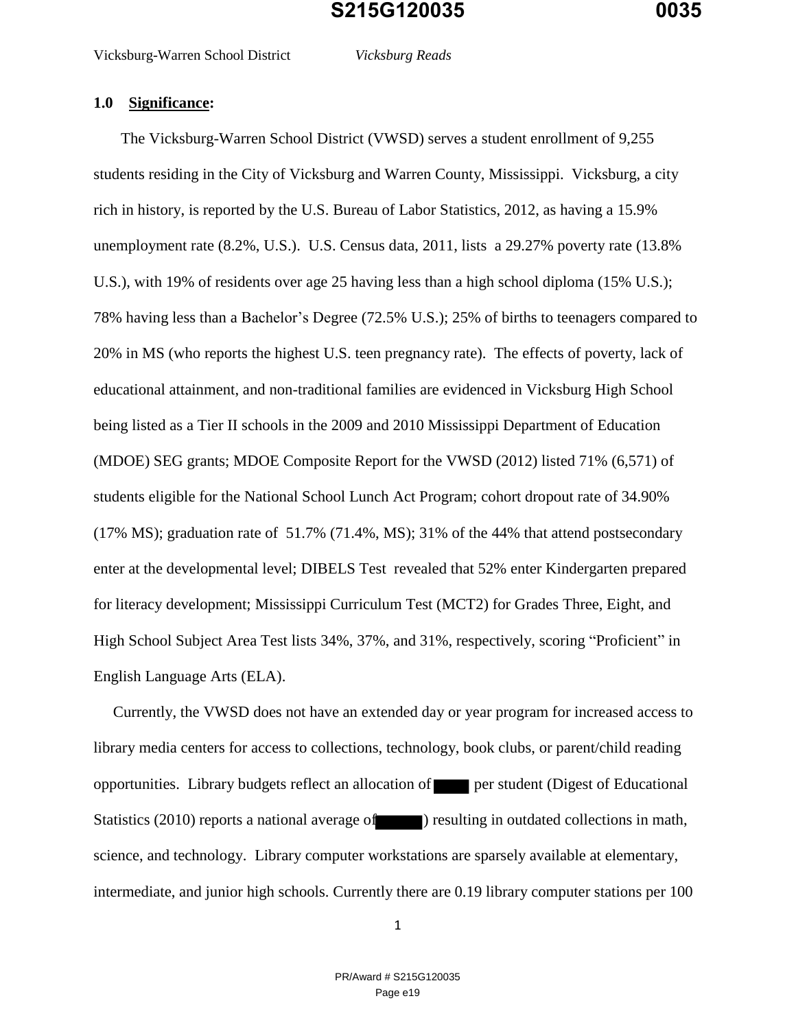## 1.0 **Significance:**

The Vicksburg-Warren School District (VWSD) serves a student enrollment of 9,255 students residing in the City of Vicksburg and Warren County, Mississippi. Vicksburg, a city rich in history, is reported by the U.S. Bureau of Labor Statistics, 2012, as having a 15.9% unemployment rate (8.2%, U.S.). U.S. Census data, 2011, lists a 29.27% poverty rate (13.8% U.S.), with 19% of residents over age 25 having less than a high school diploma (15% U.S.); 78% having less than a Bachelor's Degree (72.5% U.S.); 25% of births to teenagers compared to 20% in MS (who reports the highest U.S. teen pregnancy rate). The effects of poverty, lack of educational attainment, and non-traditional families are evidenced in Vicksburg High School being listed as a Tier II schools in the 2009 and 2010 Mississippi Department of Education (MDOE) SEG grants; MDOE Composite Report for the VWSD (2012) listed 71% (6,571) of students eligible for the National School Lunch Act Program; cohort dropout rate of 34.90% (17% MS); graduation rate of 51.7% (71.4%, MS); 31% of the 44% that attend postsecondary enter at the developmental level; DIBELS Test revealed that 52% enter Kindergarten prepared for literacy development; Mississippi Curriculum Test (MCT2) for Grades Three, Eight, and High School Subject Area Test lists 34%, 37%, and 31%, respectively, scoring "Proficient" in English Language Arts (ELA).

Currently, the VWSD does not have an extended day or year program for increased access to library media centers for access to collections, technology, book clubs, or parent/child reading opportunities. Library budgets reflect an allocation of ████ per student (Digest of Educational Statistics (2010) reports a national average of █████) resulting in outdated collections in math, science, and technology. Library computer workstations are sparsely available at elementary, intermediate, and junior high schools. Currently there are 0.19 library computer stations per 100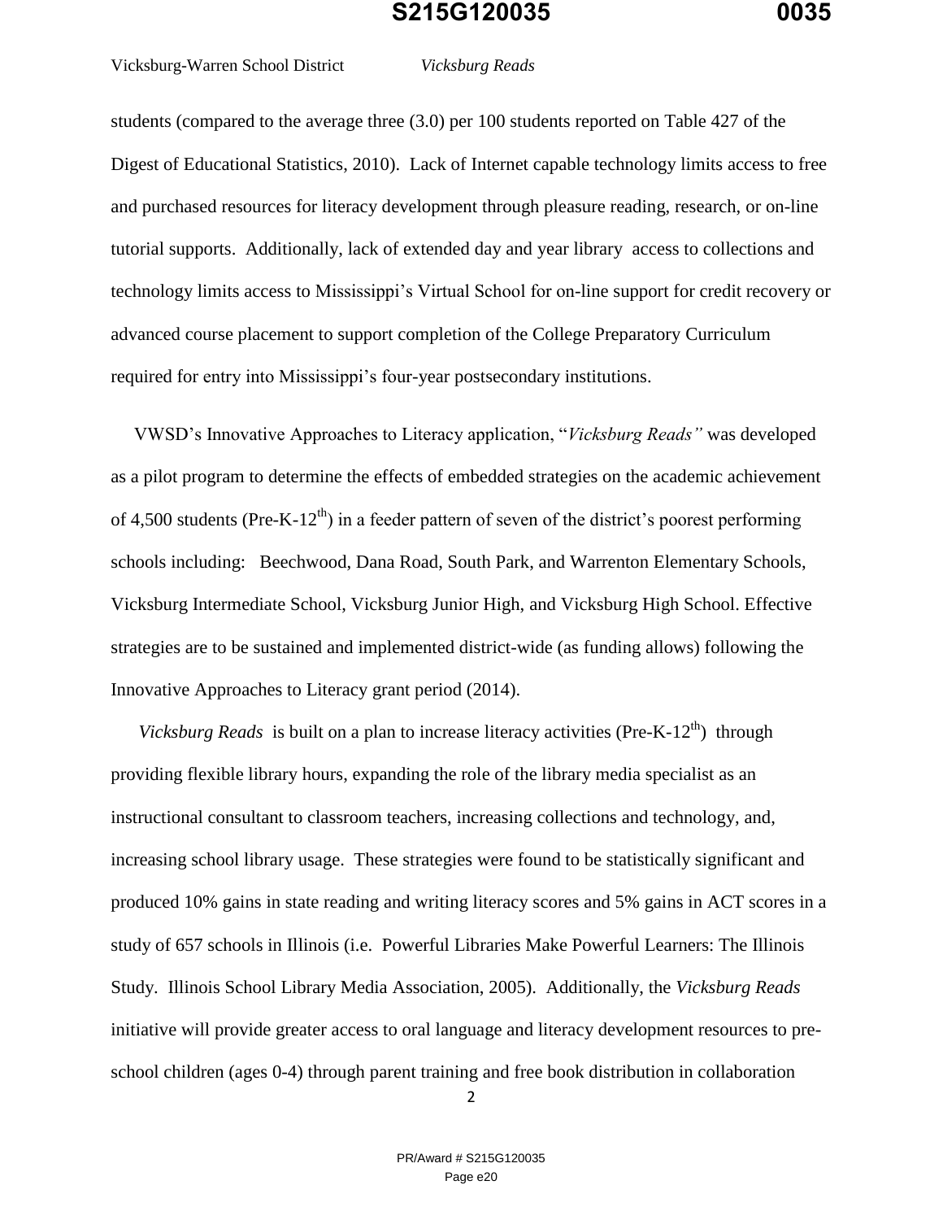students (compared to the average three (3.0) per 100 students reported on Table 427 of the Digest of Educational Statistics, 2010). Lack of Internet capable technology limits access to free and purchased resources for literacy development through pleasure reading, research, or on-line tutorial supports. Additionally, lack of extended day and year library access to collections and technology limits access to Mississippi's Virtual School for on-line support for credit recovery or advanced course placement to support completion of the College Preparatory Curriculum required for entry into Mississippi's four-year postsecondary institutions.

VWSD's Innovative Approaches to Literacy application, "*Vicksburg Reads"* was developed as a pilot program to determine the effects of embedded strategies on the academic achievement of 4,500 students (Pre-K-12th) in a feeder pattern of seven of the district's poorest performing schools including: Beechwood, Dana Road, South Park, and Warrenton Elementary Schools, Vicksburg Intermediate School, Vicksburg Junior High, and Vicksburg High School. Effective strategies are to be sustained and implemented district-wide (as funding allows) following the Innovative Approaches to Literacy grant period (2014).

*Vicksburg Reads* is built on a plan to increase literacy activities (Pre-K-12th) through providing flexible library hours, expanding the role of the library media specialist as an instructional consultant to classroom teachers, increasing collections and technology, and, increasing school library usage. These strategies were found to be statistically significant and produced 10% gains in state reading and writing literacy scores and 5% gains in ACT scores in a study of 657 schools in Illinois (i.e. Powerful Libraries Make Powerful Learners: The Illinois Study. Illinois School Library Media Association, 2005). Additionally, the *Vicksburg Reads* initiative will provide greater access to oral language and literacy development resources to pre-school children (ages 0-4) through parent training and free book distribution in collaboration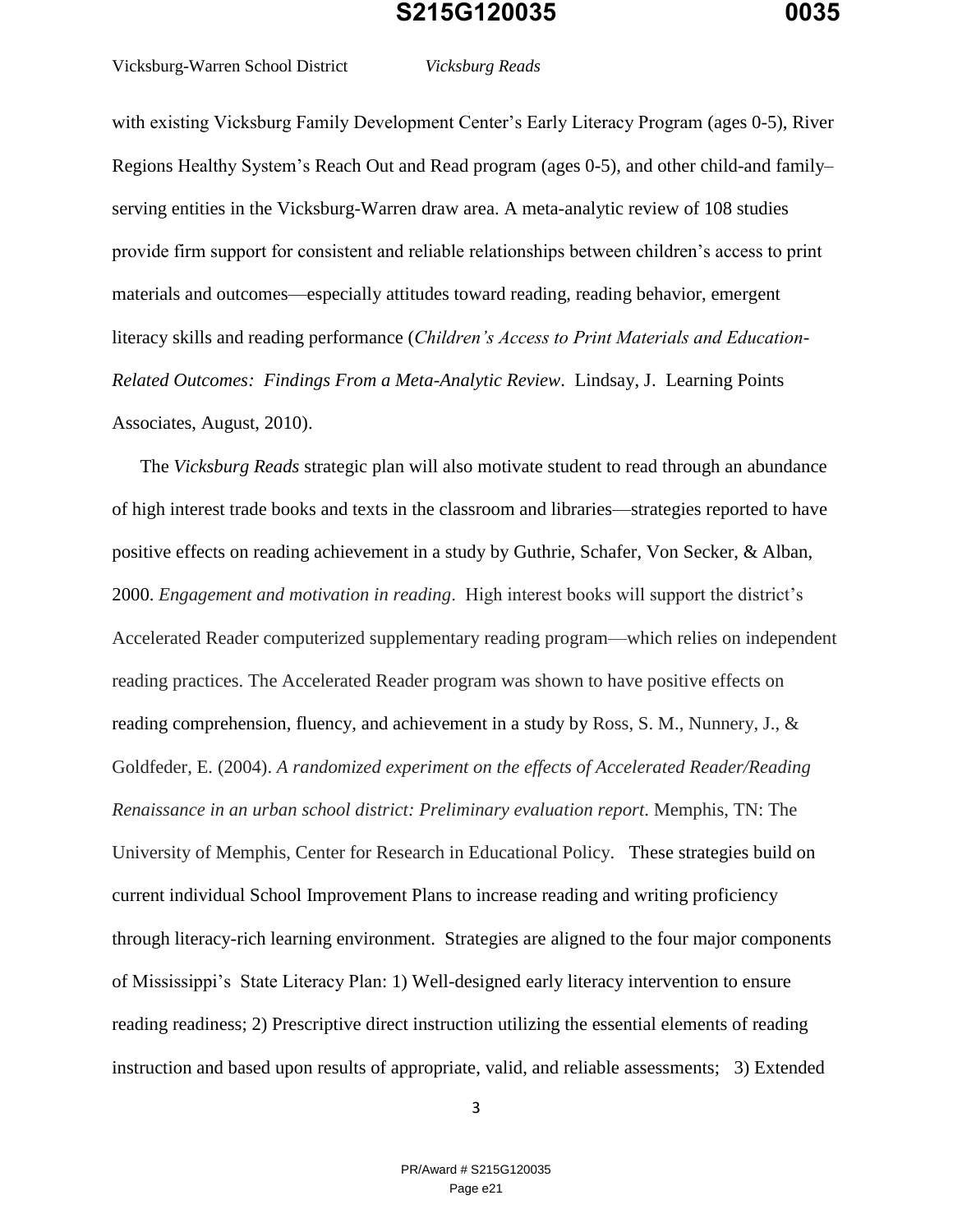with existing Vicksburg Family Development Center's Early Literacy Program (ages 0-5), River Regions Healthy System's Reach Out and Read program (ages 0-5), and other child-and family–serving entities in the Vicksburg-Warren draw area. A meta-analytic review of 108 studies provide firm support for consistent and reliable relationships between children's access to print materials and outcomes—especially attitudes toward reading, reading behavior, emergent literacy skills and reading performance (*Children's Access to Print Materials and Education-Related Outcomes: Findings From a Meta-Analytic Review*. Lindsay, J. Learning Points Associates, August, 2010).

The *Vicksburg Reads* strategic plan will also motivate student to read through an abundance of high interest trade books and texts in the classroom and libraries—strategies reported to have positive effects on reading achievement in a study by Guthrie, Schafer, Von Secker, & Alban, 2000. *Engagement and motivation in reading*. High interest books will support the district's Accelerated Reader computerized supplementary reading program—which relies on independent reading practices. The Accelerated Reader program was shown to have positive effects on reading comprehension, fluency, and achievement in a study by Ross, S. M., Nunnery, J., & Goldfeder, E. (2004). *A randomized experiment on the effects of Accelerated Reader/Reading Renaissance in an urban school district: Preliminary evaluation report*. Memphis, TN: The University of Memphis, Center for Research in Educational Policy. These strategies build on current individual School Improvement Plans to increase reading and writing proficiency through literacy-rich learning environment. Strategies are aligned to the four major components of Mississippi's State Literacy Plan: 1) Well-designed early literacy intervention to ensure reading readiness; 2) Prescriptive direct instruction utilizing the essential elements of reading instruction and based upon results of appropriate, valid, and reliable assessments; 3) Extended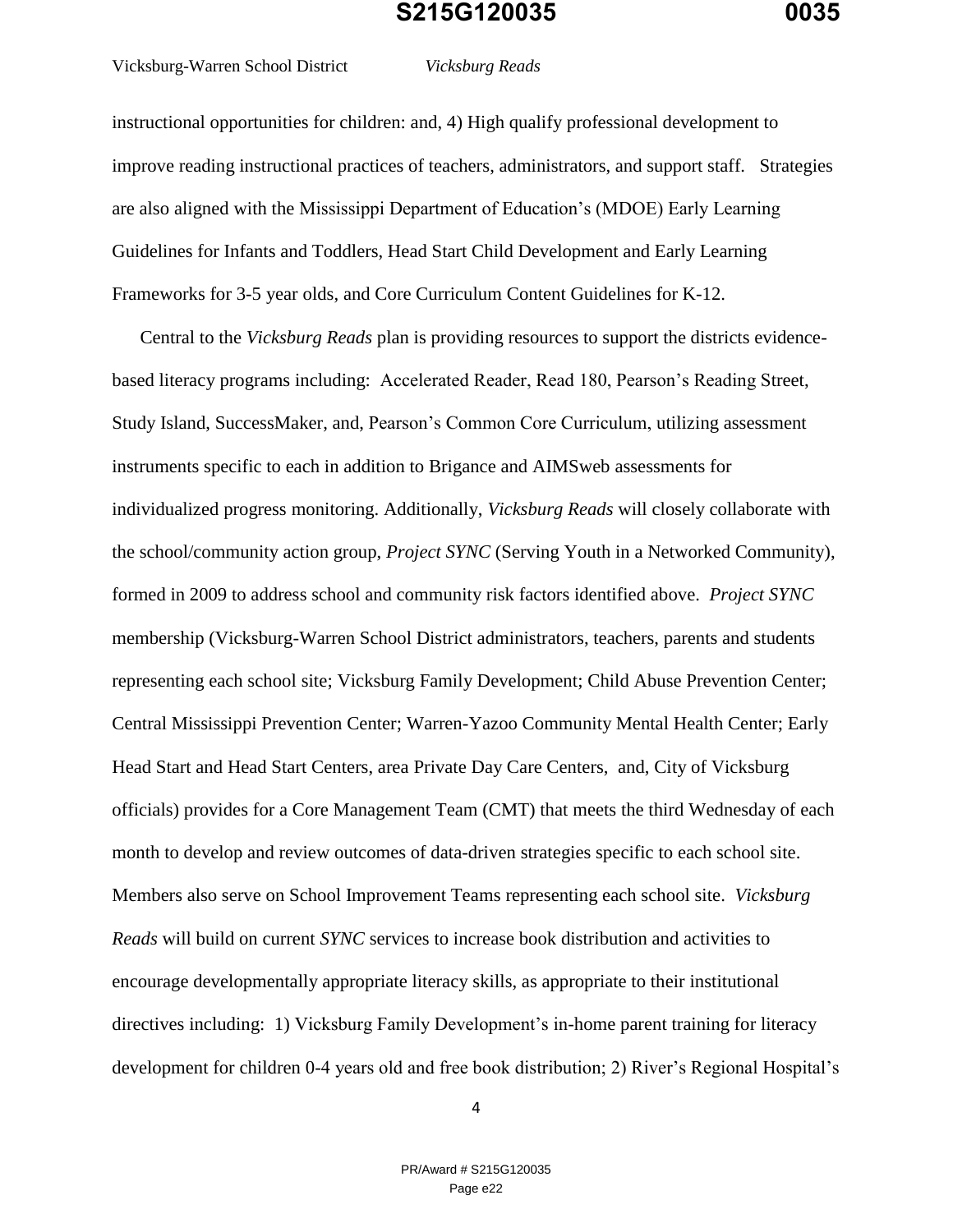instructional opportunities for children: and, 4) High qualify professional development to improve reading instructional practices of teachers, administrators, and support staff. Strategies are also aligned with the Mississippi Department of Education's (MDOE) Early Learning Guidelines for Infants and Toddlers, Head Start Child Development and Early Learning Frameworks for 3-5 year olds, and Core Curriculum Content Guidelines for K-12.

Central to the *Vicksburg Reads* plan is providing resources to support the districts evidence-based literacy programs including: Accelerated Reader, Read 180, Pearson's Reading Street, Study Island, SuccessMaker, and, Pearson's Common Core Curriculum, utilizing assessment instruments specific to each in addition to Brigance and AIMSweb assessments for individualized progress monitoring. Additionally, *Vicksburg Reads* will closely collaborate with the school/community action group, *Project SYNC* (Serving Youth in a Networked Community), formed in 2009 to address school and community risk factors identified above. *Project SYNC* membership (Vicksburg-Warren School District administrators, teachers, parents and students representing each school site; Vicksburg Family Development; Child Abuse Prevention Center; Central Mississippi Prevention Center; Warren-Yazoo Community Mental Health Center; Early Head Start and Head Start Centers, area Private Day Care Centers, and, City of Vicksburg officials) provides for a Core Management Team (CMT) that meets the third Wednesday of each month to develop and review outcomes of data-driven strategies specific to each school site. Members also serve on School Improvement Teams representing each school site. *Vicksburg Reads* will build on current *SYNC* services to increase book distribution and activities to encourage developmentally appropriate literacy skills, as appropriate to their institutional directives including: 1) Vicksburg Family Development's in-home parent training for literacy development for children 0-4 years old and free book distribution; 2) River's Regional Hospital's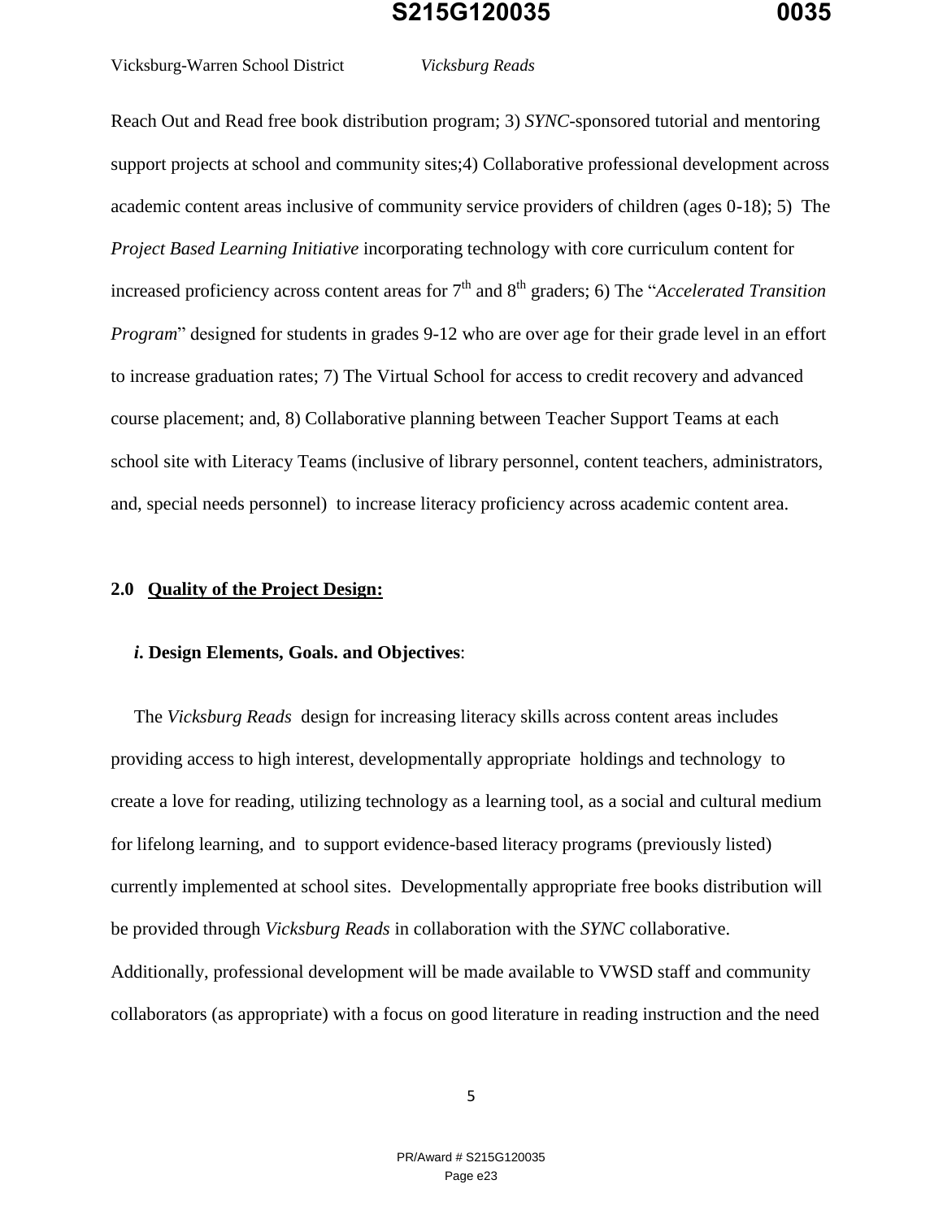Reach Out and Read free book distribution program; 3) *SYNC*-sponsored tutorial and mentoring support projects at school and community sites;4) Collaborative professional development across academic content areas inclusive of community service providers of children (ages 0-18); 5) The *Project Based Learning Initiative* incorporating technology with core curriculum content for increased proficiency across content areas for 7th and 8th graders; 6) The "*Accelerated Transition Program*" designed for students in grades 9-12 who are over age for their grade level in an effort to increase graduation rates; 7) The Virtual School for access to credit recovery and advanced course placement; and, 8) Collaborative planning between Teacher Support Teams at each school site with Literacy Teams (inclusive of library personnel, content teachers, administrators, and, special needs personnel) to increase literacy proficiency across academic content area.

## 2.0 <u>Quality of the Project Design:</u>

### *i.* Design Elements, Goals. and Objectives:

The *Vicksburg Reads* design for increasing literacy skills across content areas includes providing access to high interest, developmentally appropriate holdings and technology to create a love for reading, utilizing technology as a learning tool, as a social and cultural medium for lifelong learning, and to support evidence-based literacy programs (previously listed) currently implemented at school sites. Developmentally appropriate free books distribution will be provided through *Vicksburg Reads* in collaboration with the *SYNC* collaborative. Additionally, professional development will be made available to VWSD staff and community collaborators (as appropriate) with a focus on good literature in reading instruction and the need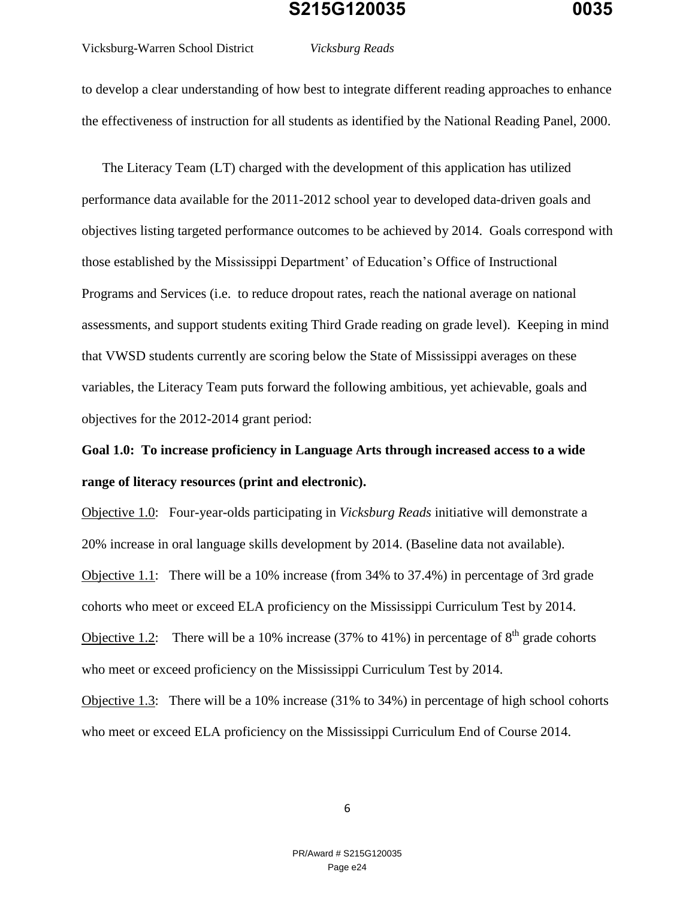to develop a clear understanding of how best to integrate different reading approaches to enhance the effectiveness of instruction for all students as identified by the National Reading Panel, 2000.

The Literacy Team (LT) charged with the development of this application has utilized performance data available for the 2011-2012 school year to developed data-driven goals and objectives listing targeted performance outcomes to be achieved by 2014. Goals correspond with those established by the Mississippi Department' of Education's Office of Instructional Programs and Services (i.e. to reduce dropout rates, reach the national average on national assessments, and support students exiting Third Grade reading on grade level). Keeping in mind that VWSD students currently are scoring below the State of Mississippi averages on these variables, the Literacy Team puts forward the following ambitious, yet achievable, goals and objectives for the 2012-2014 grant period:

**Goal 1.0: To increase proficiency in Language Arts through increased access to a wide range of literacy resources (print and electronic).**

<u>Objective 1.0</u>: Four-year-olds participating in *Vicksburg Reads* initiative will demonstrate a 20% increase in oral language skills development by 2014. (Baseline data not available).

<u>Objective 1.1</u>: There will be a 10% increase (from 34% to 37.4%) in percentage of 3rd grade cohorts who meet or exceed ELA proficiency on the Mississippi Curriculum Test by 2014.

<u>Objective 1.2</u>: There will be a 10% increase (37% to 41%) in percentage of 8th grade cohorts who meet or exceed proficiency on the Mississippi Curriculum Test by 2014.

<u>Objective 1.3</u>: There will be a 10% increase (31% to 34%) in percentage of high school cohorts who meet or exceed ELA proficiency on the Mississippi Curriculum End of Course 2014.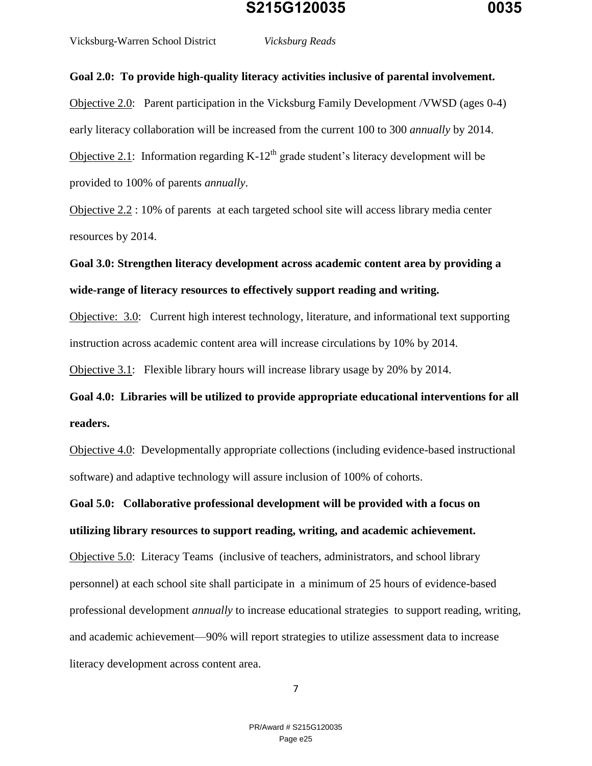**Goal 2.0: To provide high-quality literacy activities inclusive of parental involvement.**

Objective 2.0: Parent participation in the Vicksburg Family Development /VWSD (ages 0-4) early literacy collaboration will be increased from the current 100 to 300 *annually* by 2014.

Objective 2.1: Information regarding K-12$^{th}$ grade student's literacy development will be provided to 100% of parents *annually*.

Objective 2.2 : 10% of parents at each targeted school site will access library media center resources by 2014.

**Goal 3.0: Strengthen literacy development across academic content area by providing a wide-range of literacy resources to effectively support reading and writing.**

Objective: 3.0: Current high interest technology, literature, and informational text supporting instruction across academic content area will increase circulations by 10% by 2014.

Objective 3.1: Flexible library hours will increase library usage by 20% by 2014.

**Goal 4.0: Libraries will be utilized to provide appropriate educational interventions for all readers.**

Objective 4.0: Developmentally appropriate collections (including evidence-based instructional software) and adaptive technology will assure inclusion of 100% of cohorts.

**Goal 5.0: Collaborative professional development will be provided with a focus on utilizing library resources to support reading, writing, and academic achievement.**

Objective 5.0: Literacy Teams (inclusive of teachers, administrators, and school library personnel) at each school site shall participate in a minimum of 25 hours of evidence-based professional development *annually* to increase educational strategies to support reading, writing, and academic achievement—90% will report strategies to utilize assessment data to increase literacy development across content area.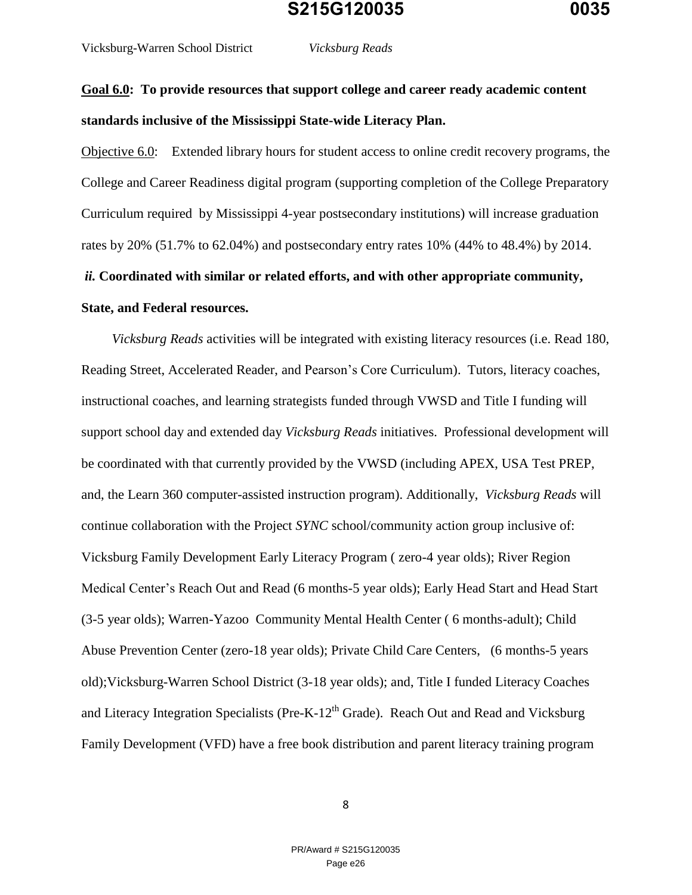**<u>Goal 6.0</u>: To provide resources that support college and career ready academic content standards inclusive of the Mississippi State-wide Literacy Plan.**

<u>Objective 6.0</u>: Extended library hours for student access to online credit recovery programs, the College and Career Readiness digital program (supporting completion of the College Preparatory Curriculum required by Mississippi 4-year postsecondary institutions) will increase graduation rates by 20% (51.7% to 62.04%) and postsecondary entry rates 10% (44% to 48.4%) by 2014.

***ii.* Coordinated with similar or related efforts, and with other appropriate community, State, and Federal resources.**

*Vicksburg Reads* activities will be integrated with existing literacy resources (i.e. Read 180, Reading Street, Accelerated Reader, and Pearson's Core Curriculum). Tutors, literacy coaches, instructional coaches, and learning strategists funded through VWSD and Title I funding will support school day and extended day *Vicksburg Reads* initiatives. Professional development will be coordinated with that currently provided by the VWSD (including APEX, USA Test PREP, and, the Learn 360 computer-assisted instruction program). Additionally, *Vicksburg Reads* will continue collaboration with the Project *SYNC* school/community action group inclusive of: Vicksburg Family Development Early Literacy Program ( zero-4 year olds); River Region Medical Center's Reach Out and Read (6 months-5 year olds); Early Head Start and Head Start (3-5 year olds); Warren-Yazoo Community Mental Health Center ( 6 months-adult); Child Abuse Prevention Center (zero-18 year olds); Private Child Care Centers, (6 months-5 years old);Vicksburg-Warren School District (3-18 year olds); and, Title I funded Literacy Coaches and Literacy Integration Specialists (Pre-K-12th Grade). Reach Out and Read and Vicksburg Family Development (VFD) have a free book distribution and parent literacy training program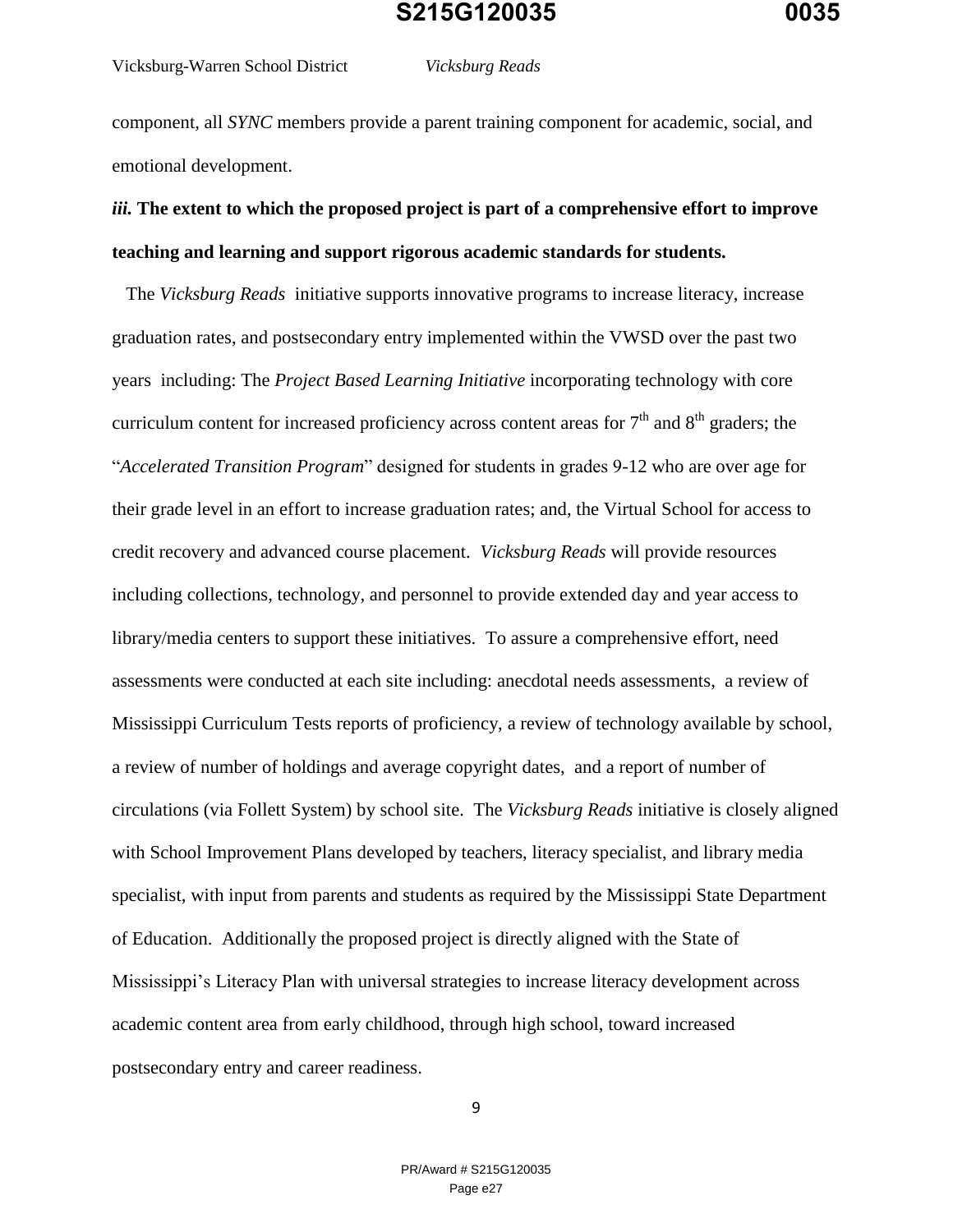component, all *SYNC* members provide a parent training component for academic, social, and emotional development.

***iii.* The extent to which the proposed project is part of a comprehensive effort to improve teaching and learning and support rigorous academic standards for students.**

The *Vicksburg Reads* initiative supports innovative programs to increase literacy, increase graduation rates, and postsecondary entry implemented within the VWSD over the past two years including: The *Project Based Learning Initiative* incorporating technology with core curriculum content for increased proficiency across content areas for 7th and 8th graders; the "*Accelerated Transition Program*" designed for students in grades 9-12 who are over age for their grade level in an effort to increase graduation rates; and, the Virtual School for access to credit recovery and advanced course placement. *Vicksburg Reads* will provide resources including collections, technology, and personnel to provide extended day and year access to library/media centers to support these initiatives. To assure a comprehensive effort, need assessments were conducted at each site including: anecdotal needs assessments, a review of Mississippi Curriculum Tests reports of proficiency, a review of technology available by school, a review of number of holdings and average copyright dates, and a report of number of circulations (via Follett System) by school site. The *Vicksburg Reads* initiative is closely aligned with School Improvement Plans developed by teachers, literacy specialist, and library media specialist, with input from parents and students as required by the Mississippi State Department of Education. Additionally the proposed project is directly aligned with the State of Mississippi's Literacy Plan with universal strategies to increase literacy development across academic content area from early childhood, through high school, toward increased postsecondary entry and career readiness.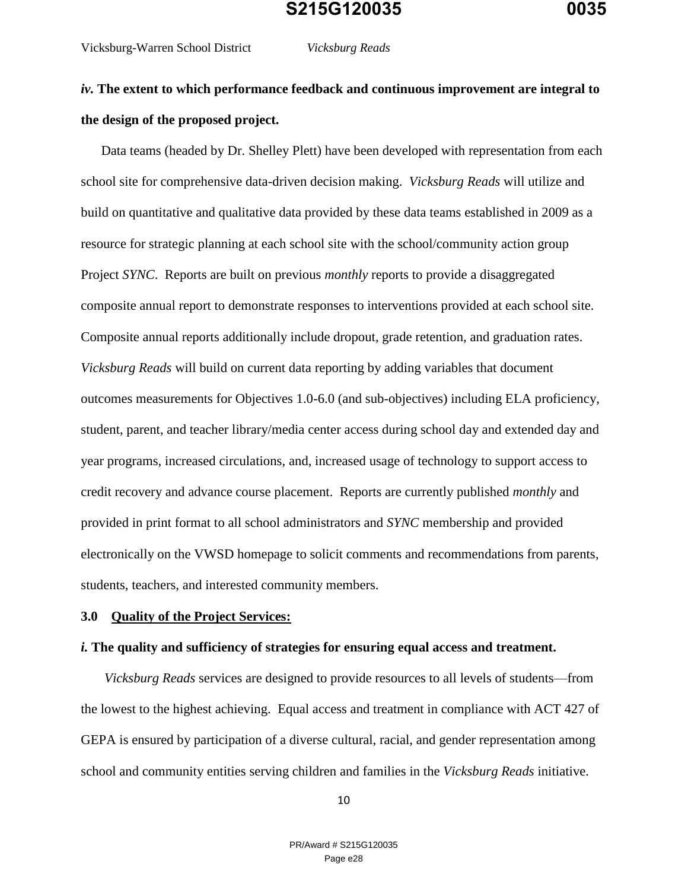***iv.* The extent to which performance feedback and continuous improvement are integral to the design of the proposed project.**

Data teams (headed by Dr. Shelley Plett) have been developed with representation from each school site for comprehensive data-driven decision making. *Vicksburg Reads* will utilize and build on quantitative and qualitative data provided by these data teams established in 2009 as a resource for strategic planning at each school site with the school/community action group Project *SYNC*. Reports are built on previous *monthly* reports to provide a disaggregated composite annual report to demonstrate responses to interventions provided at each school site. Composite annual reports additionally include dropout, grade retention, and graduation rates. *Vicksburg Reads* will build on current data reporting by adding variables that document outcomes measurements for Objectives 1.0-6.0 (and sub-objectives) including ELA proficiency, student, parent, and teacher library/media center access during school day and extended day and year programs, increased circulations, and, increased usage of technology to support access to credit recovery and advance course placement. Reports are currently published *monthly* and provided in print format to all school administrators and *SYNC* membership and provided electronically on the VWSD homepage to solicit comments and recommendations from parents, students, teachers, and interested community members.

## 3.0 <u>Quality of the Project Services:</u>

***i.* The quality and sufficiency of strategies for ensuring equal access and treatment.**

*Vicksburg Reads* services are designed to provide resources to all levels of students—from the lowest to the highest achieving. Equal access and treatment in compliance with ACT 427 of GEPA is ensured by participation of a diverse cultural, racial, and gender representation among school and community entities serving children and families in the *Vicksburg Reads* initiative.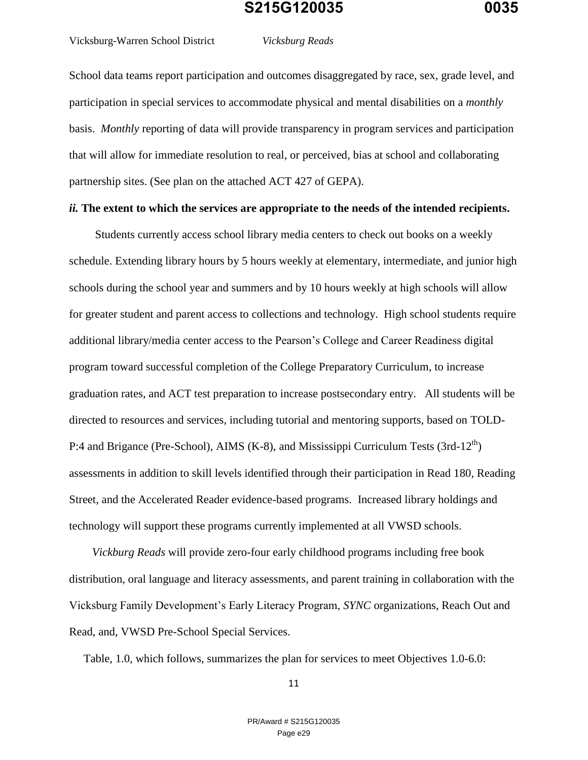School data teams report participation and outcomes disaggregated by race, sex, grade level, and participation in special services to accommodate physical and mental disabilities on a *monthly* basis. *Monthly* reporting of data will provide transparency in program services and participation that will allow for immediate resolution to real, or perceived, bias at school and collaborating partnership sites. (See plan on the attached ACT 427 of GEPA).

***ii.* The extent to which the services are appropriate to the needs of the intended recipients.**

Students currently access school library media centers to check out books on a weekly schedule. Extending library hours by 5 hours weekly at elementary, intermediate, and junior high schools during the school year and summers and by 10 hours weekly at high schools will allow for greater student and parent access to collections and technology. High school students require additional library/media center access to the Pearson's College and Career Readiness digital program toward successful completion of the College Preparatory Curriculum, to increase graduation rates, and ACT test preparation to increase postsecondary entry. All students will be directed to resources and services, including tutorial and mentoring supports, based on TOLD-P:4 and Brigance (Pre-School), AIMS (K-8), and Mississippi Curriculum Tests (3rd-12th) assessments in addition to skill levels identified through their participation in Read 180, Reading Street, and the Accelerated Reader evidence-based programs. Increased library holdings and technology will support these programs currently implemented at all VWSD schools.

*Vickburg Reads* will provide zero-four early childhood programs including free book distribution, oral language and literacy assessments, and parent training in collaboration with the Vicksburg Family Development's Early Literacy Program, *SYNC* organizations, Reach Out and Read, and, VWSD Pre-School Special Services.

Table, 1.0, which follows, summarizes the plan for services to meet Objectives 1.0-6.0: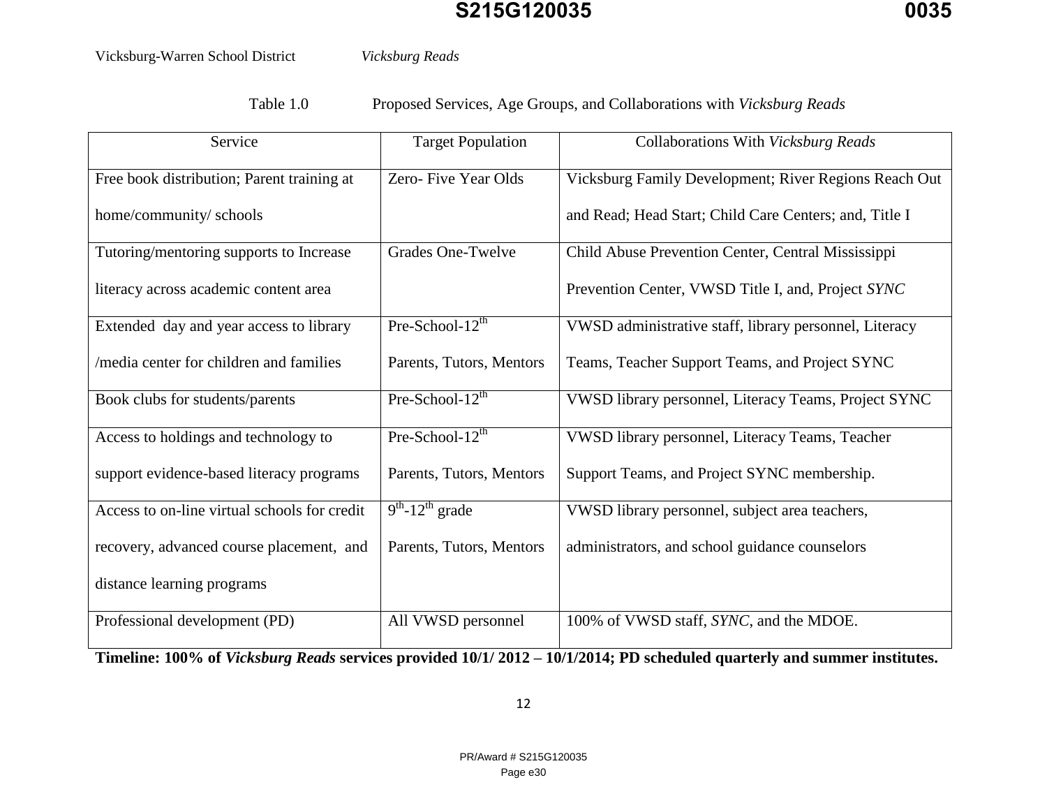Table 1.0 Proposed Services, Age Groups, and Collaborations with *Vicksburg Reads*

| Service | Target Population | Collaborations With *Vicksburg Reads* |
|---|---|---|
| Free book distribution; Parent training at home/community/ schools | Zero- Five Year Olds | Vicksburg Family Development; River Regions Reach Out and Read; Head Start; Child Care Centers; and, Title I |
| Tutoring/mentoring supports to Increase literacy across academic content area | Grades One-Twelve | Child Abuse Prevention Center, Central Mississippi Prevention Center, VWSD Title I, and, Project *SYNC* |
| Extended day and year access to library /media center for children and families | Pre-School-12th Parents, Tutors, Mentors | VWSD administrative staff, library personnel, Literacy Teams, Teacher Support Teams, and Project SYNC |
| Book clubs for students/parents | Pre-School-12th | VWSD library personnel, Literacy Teams, Project SYNC |
| Access to holdings and technology to support evidence-based literacy programs | Pre-School-12th Parents, Tutors, Mentors | VWSD library personnel, Literacy Teams, Teacher Support Teams, and Project SYNC membership. |
| Access to on-line virtual schools for credit recovery, advanced course placement, and distance learning programs | 9th-12th grade Parents, Tutors, Mentors | VWSD library personnel, subject area teachers, administrators, and school guidance counselors |
| Professional development (PD) | All VWSD personnel | 100% of VWSD staff, *SYNC*, and the MDOE. |

**Timeline: 100% of *Vicksburg Reads* services provided 10/1/ 2012 – 10/1/2014; PD scheduled quarterly and summer institutes.**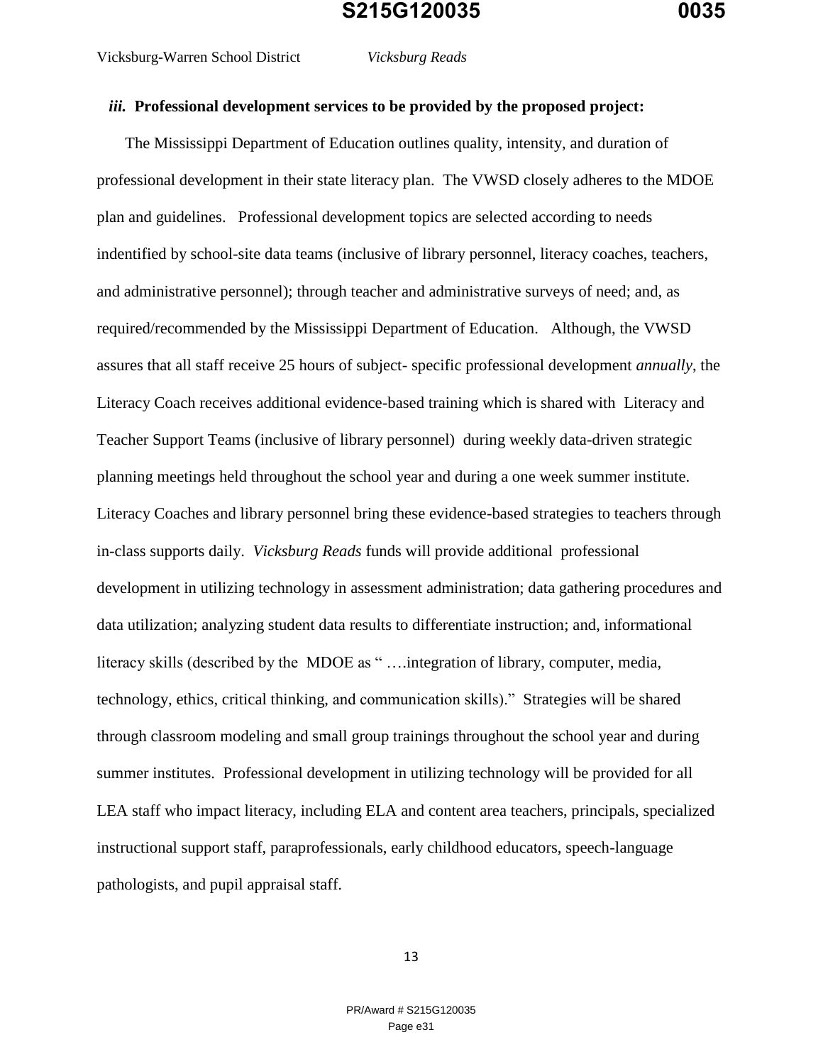### *iii.* Professional development services to be provided by the proposed project:

The Mississippi Department of Education outlines quality, intensity, and duration of professional development in their state literacy plan. The VWSD closely adheres to the MDOE plan and guidelines. Professional development topics are selected according to needs indentified by school-site data teams (inclusive of library personnel, literacy coaches, teachers, and administrative personnel); through teacher and administrative surveys of need; and, as required/recommended by the Mississippi Department of Education. Although, the VWSD assures that all staff receive 25 hours of subject- specific professional development *annually*, the Literacy Coach receives additional evidence-based training which is shared with Literacy and Teacher Support Teams (inclusive of library personnel) during weekly data-driven strategic planning meetings held throughout the school year and during a one week summer institute. Literacy Coaches and library personnel bring these evidence-based strategies to teachers through in-class supports daily. *Vicksburg Reads* funds will provide additional professional development in utilizing technology in assessment administration; data gathering procedures and data utilization; analyzing student data results to differentiate instruction; and, informational literacy skills (described by the MDOE as " ….integration of library, computer, media, technology, ethics, critical thinking, and communication skills)." Strategies will be shared through classroom modeling and small group trainings throughout the school year and during summer institutes. Professional development in utilizing technology will be provided for all LEA staff who impact literacy, including ELA and content area teachers, principals, specialized instructional support staff, paraprofessionals, early childhood educators, speech-language pathologists, and pupil appraisal staff.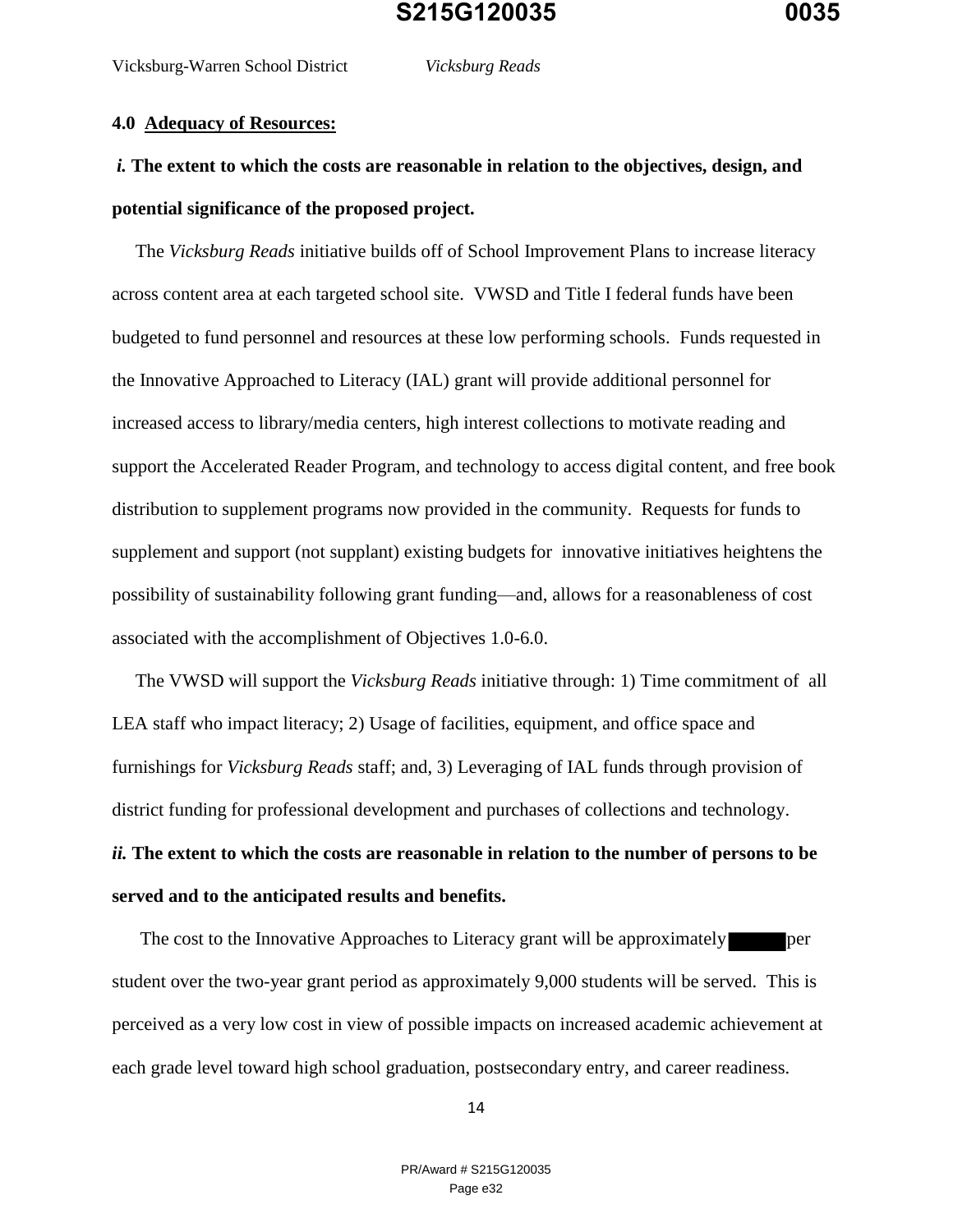### 4.0 Adequacy of Resources:

***i.* The extent to which the costs are reasonable in relation to the objectives, design, and potential significance of the proposed project.**

The *Vicksburg Reads* initiative builds off of School Improvement Plans to increase literacy across content area at each targeted school site. VWSD and Title I federal funds have been budgeted to fund personnel and resources at these low performing schools. Funds requested in the Innovative Approached to Literacy (IAL) grant will provide additional personnel for increased access to library/media centers, high interest collections to motivate reading and support the Accelerated Reader Program, and technology to access digital content, and free book distribution to supplement programs now provided in the community. Requests for funds to supplement and support (not supplant) existing budgets for innovative initiatives heightens the possibility of sustainability following grant funding—and, allows for a reasonableness of cost associated with the accomplishment of Objectives 1.0-6.0.

The VWSD will support the *Vicksburg Reads* initiative through: 1) Time commitment of all LEA staff who impact literacy; 2) Usage of facilities, equipment, and office space and furnishings for *Vicksburg Reads* staff; and, 3) Leveraging of IAL funds through provision of district funding for professional development and purchases of collections and technology.

***ii.* The extent to which the costs are reasonable in relation to the number of persons to be served and to the anticipated results and benefits.**

The cost to the Innovative Approaches to Literacy grant will be approximately [REDACTED] per student over the two-year grant period as approximately 9,000 students will be served. This is perceived as a very low cost in view of possible impacts on increased academic achievement at each grade level toward high school graduation, postsecondary entry, and career readiness.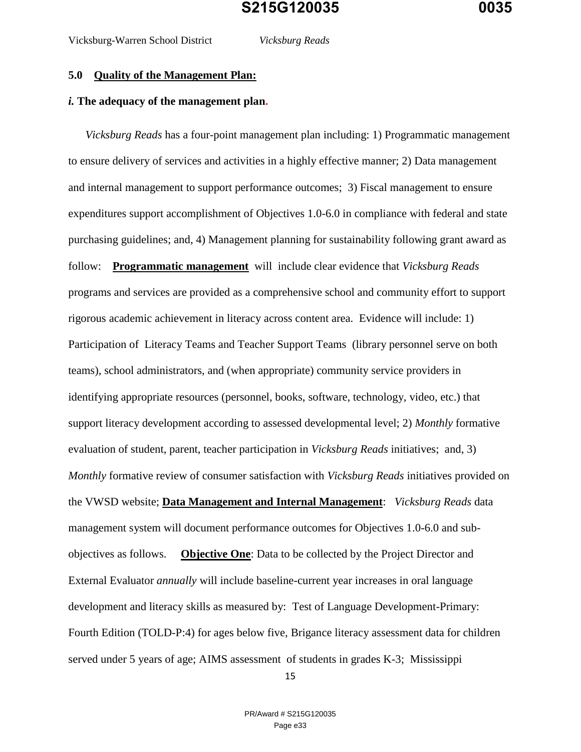### 5.0 Quality of the Management Plan:

***i.* The adequacy of the management plan.**

*Vicksburg Reads* has a four-point management plan including: 1) Programmatic management to ensure delivery of services and activities in a highly effective manner; 2) Data management and internal management to support performance outcomes; 3) Fiscal management to ensure expenditures support accomplishment of Objectives 1.0-6.0 in compliance with federal and state purchasing guidelines; and, 4) Management planning for sustainability following grant award as follow: **Programmatic management** will include clear evidence that *Vicksburg Reads* programs and services are provided as a comprehensive school and community effort to support rigorous academic achievement in literacy across content area. Evidence will include: 1) Participation of Literacy Teams and Teacher Support Teams (library personnel serve on both teams), school administrators, and (when appropriate) community service providers in identifying appropriate resources (personnel, books, software, technology, video, etc.) that support literacy development according to assessed developmental level; 2) *Monthly* formative evaluation of student, parent, teacher participation in *Vicksburg Reads* initiatives; and, 3) *Monthly* formative review of consumer satisfaction with *Vicksburg Reads* initiatives provided on the VWSD website; **Data Management and Internal Management**: *Vicksburg Reads* data management system will document performance outcomes for Objectives 1.0-6.0 and sub-objectives as follows. **Objective One**: Data to be collected by the Project Director and External Evaluator *annually* will include baseline-current year increases in oral language development and literacy skills as measured by: Test of Language Development-Primary: Fourth Edition (TOLD-P:4) for ages below five, Brigance literacy assessment data for children served under 5 years of age; AIMS assessment of students in grades K-3; Mississippi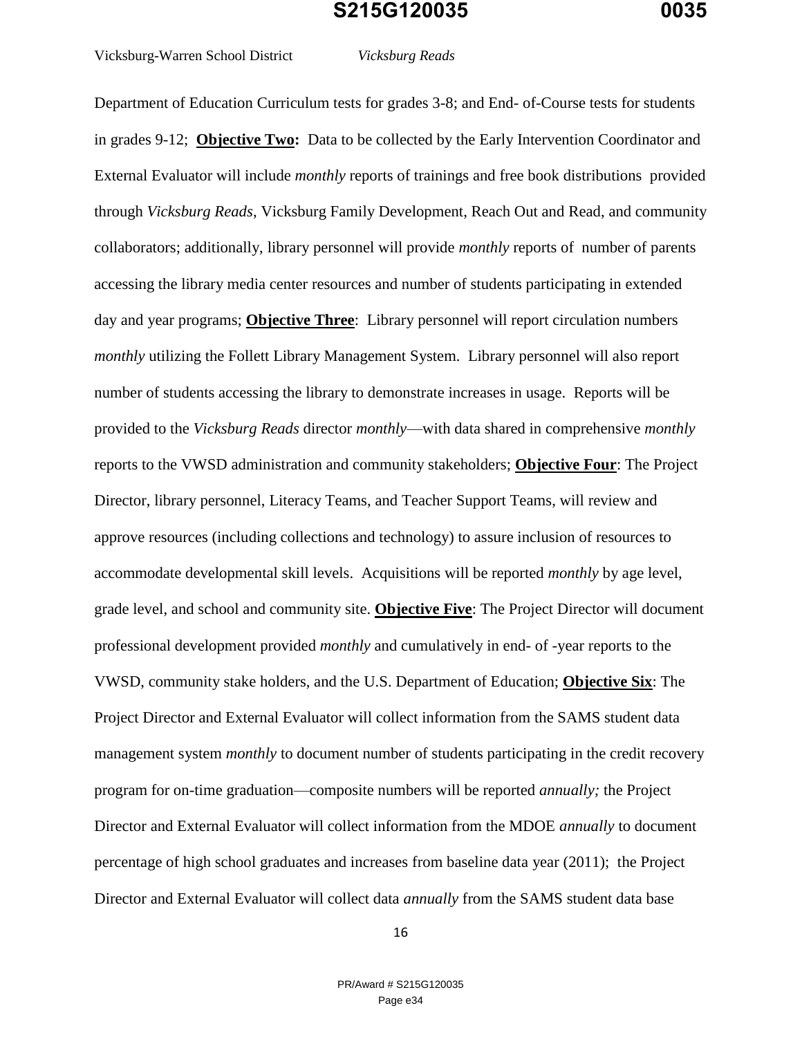Department of Education Curriculum tests for grades 3-8; and End- of-Course tests for students in grades 9-12; **Objective Two:** Data to be collected by the Early Intervention Coordinator and External Evaluator will include *monthly* reports of trainings and free book distributions provided through *Vicksburg Reads*, Vicksburg Family Development, Reach Out and Read, and community collaborators; additionally, library personnel will provide *monthly* reports of number of parents accessing the library media center resources and number of students participating in extended day and year programs; **Objective Three**: Library personnel will report circulation numbers *monthly* utilizing the Follett Library Management System. Library personnel will also report number of students accessing the library to demonstrate increases in usage. Reports will be provided to the *Vicksburg Reads* director *monthly*—with data shared in comprehensive *monthly* reports to the VWSD administration and community stakeholders; **Objective Four**: The Project Director, library personnel, Literacy Teams, and Teacher Support Teams, will review and approve resources (including collections and technology) to assure inclusion of resources to accommodate developmental skill levels. Acquisitions will be reported *monthly* by age level, grade level, and school and community site. **Objective Five**: The Project Director will document professional development provided *monthly* and cumulatively in end- of -year reports to the VWSD, community stake holders, and the U.S. Department of Education; **Objective Six**: The Project Director and External Evaluator will collect information from the SAMS student data management system *monthly* to document number of students participating in the credit recovery program for on-time graduation—composite numbers will be reported *annually;* the Project Director and External Evaluator will collect information from the MDOE *annually* to document percentage of high school graduates and increases from baseline data year (2011); the Project Director and External Evaluator will collect data *annually* from the SAMS student data base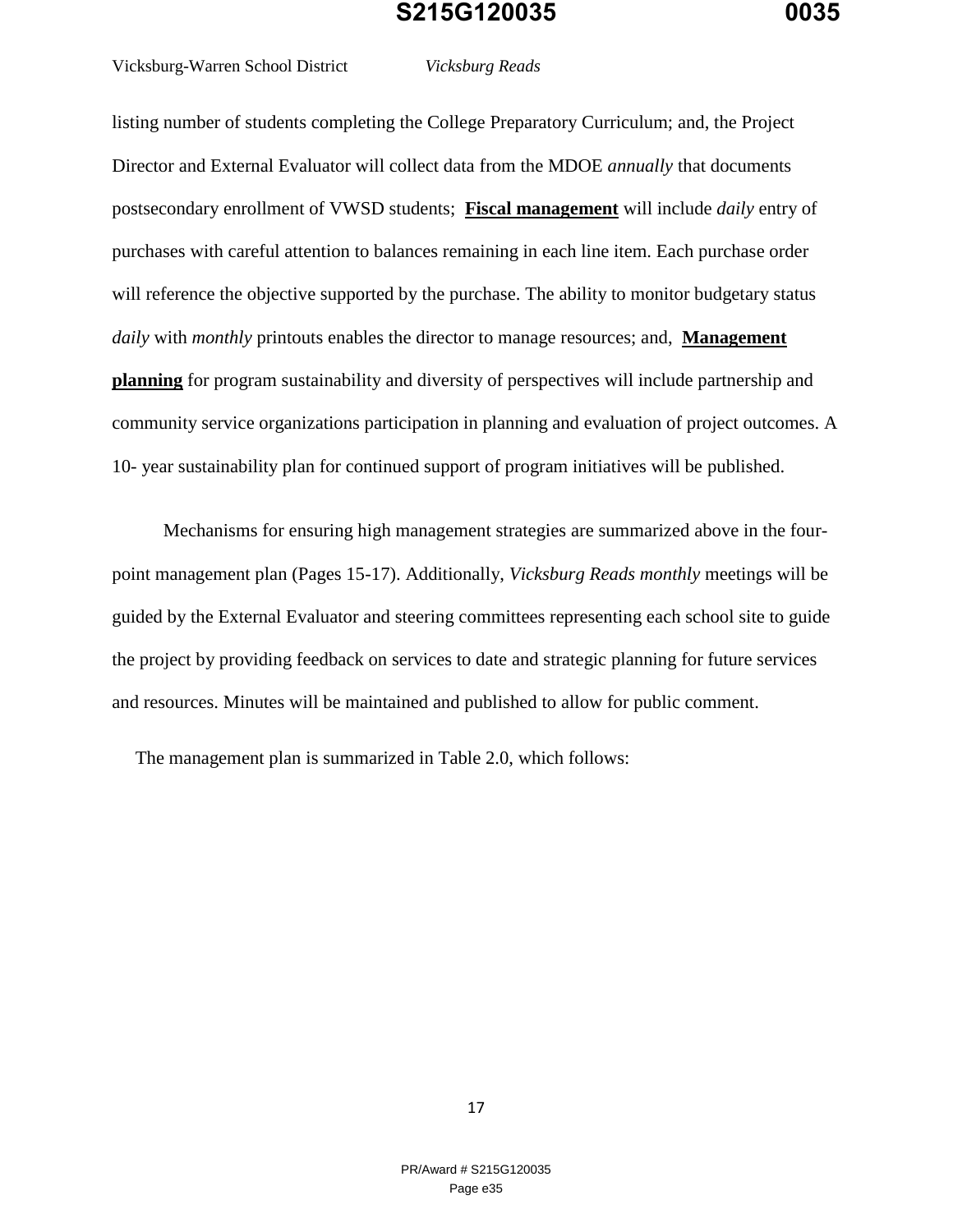listing number of students completing the College Preparatory Curriculum; and, the Project Director and External Evaluator will collect data from the MDOE *annually* that documents postsecondary enrollment of VWSD students; **Fiscal management** will include *daily* entry of purchases with careful attention to balances remaining in each line item. Each purchase order will reference the objective supported by the purchase. The ability to monitor budgetary status *daily* with *monthly* printouts enables the director to manage resources; and, **Management planning** for program sustainability and diversity of perspectives will include partnership and community service organizations participation in planning and evaluation of project outcomes. A 10- year sustainability plan for continued support of program initiatives will be published.

Mechanisms for ensuring high management strategies are summarized above in the four-point management plan (Pages 15-17). Additionally, *Vicksburg Reads monthly* meetings will be guided by the External Evaluator and steering committees representing each school site to guide the project by providing feedback on services to date and strategic planning for future services and resources. Minutes will be maintained and published to allow for public comment.

The management plan is summarized in Table 2.0, which follows: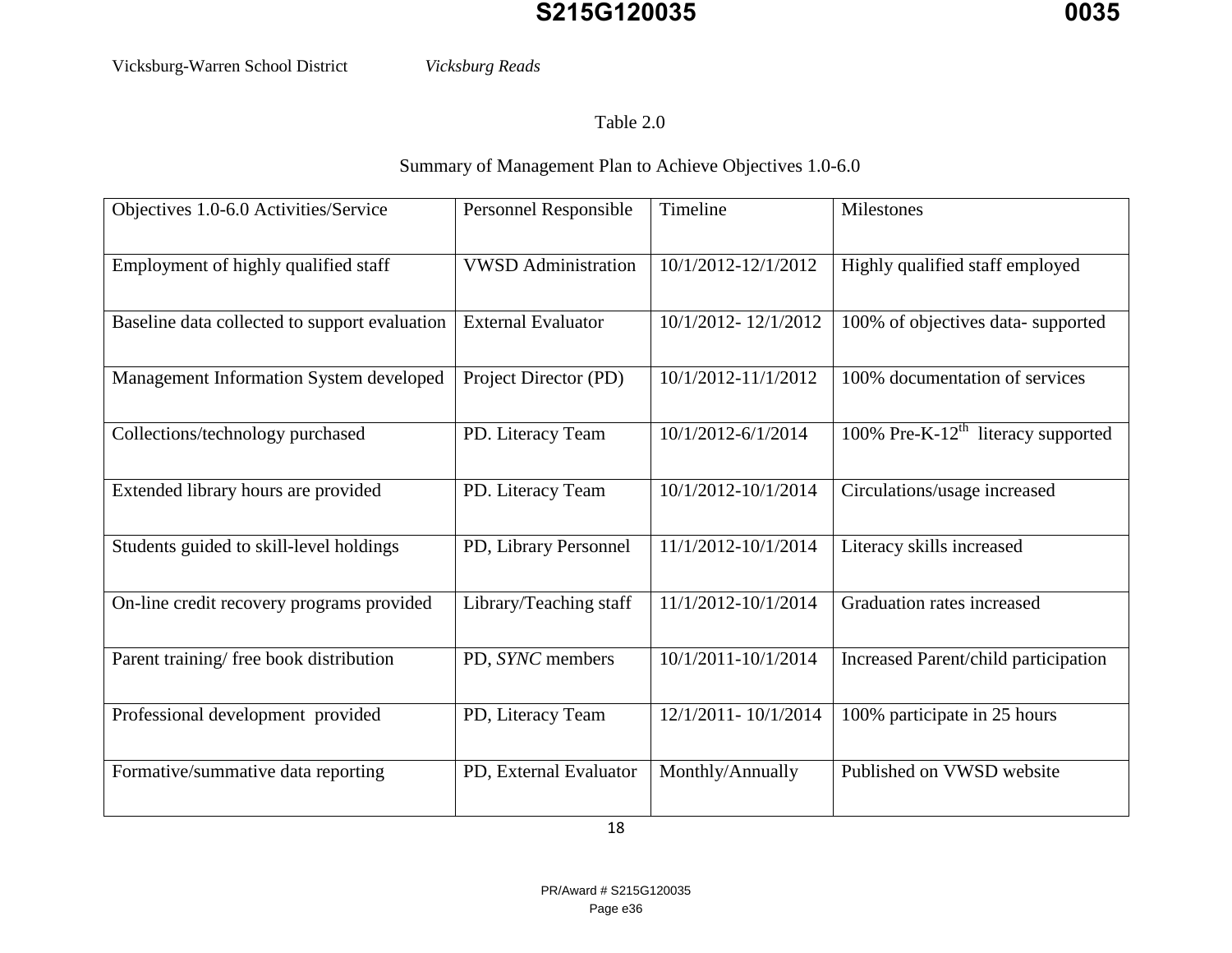Vicksburg-Warren School District *Vicksburg Reads*

Table 2.0

Summary of Management Plan to Achieve Objectives 1.0-6.0

| Objectives 1.0-6.0 Activities/Service | Personnel Responsible | Timeline | Milestones |
|---|---|---|---|
| Employment of highly qualified staff | VWSD Administration | 10/1/2012-12/1/2012 | Highly qualified staff employed |
| Baseline data collected to support evaluation | External Evaluator | 10/1/2012- 12/1/2012 | 100% of objectives data- supported |
| Management Information System developed | Project Director (PD) | 10/1/2012-11/1/2012 | 100% documentation of services |
| Collections/technology purchased | PD. Literacy Team | 10/1/2012-6/1/2014 | 100% Pre-K-12th literacy supported |
| Extended library hours are provided | PD. Literacy Team | 10/1/2012-10/1/2014 | Circulations/usage increased |
| Students guided to skill-level holdings | PD, Library Personnel | 11/1/2012-10/1/2014 | Literacy skills increased |
| On-line credit recovery programs provided | Library/Teaching staff | 11/1/2012-10/1/2014 | Graduation rates increased |
| Parent training/ free book distribution | PD, *SYNC* members | 10/1/2011-10/1/2014 | Increased Parent/child participation |
| Professional development provided | PD, Literacy Team | 12/1/2011- 10/1/2014 | 100% participate in 25 hours |
| Formative/summative data reporting | PD, External Evaluator | Monthly/Annually | Published on VWSD website |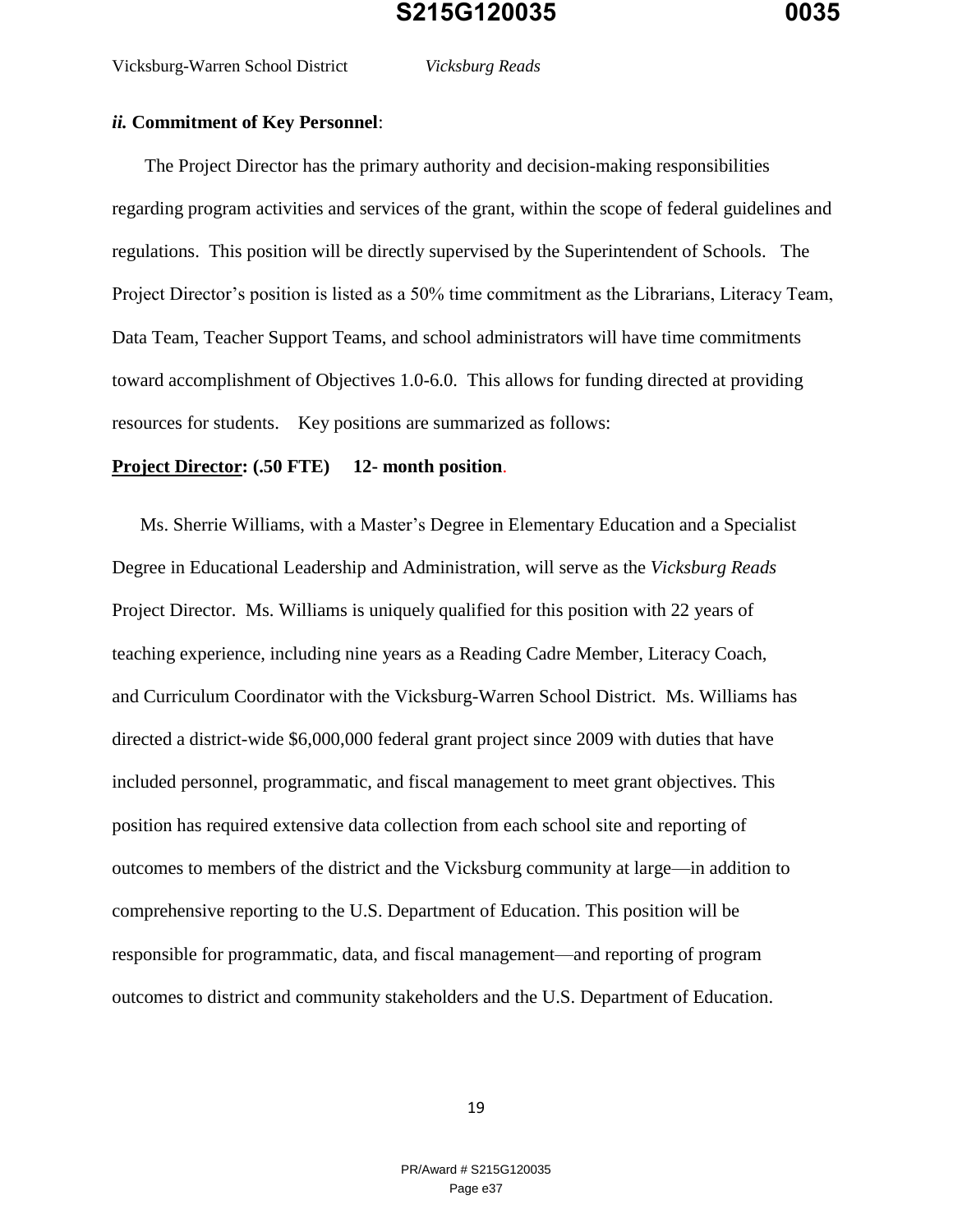***ii.* Commitment of Key Personnel**:

The Project Director has the primary authority and decision-making responsibilities regarding program activities and services of the grant, within the scope of federal guidelines and regulations. This position will be directly supervised by the Superintendent of Schools. The Project Director's position is listed as a 50% time commitment as the Librarians, Literacy Team, Data Team, Teacher Support Teams, and school administrators will have time commitments toward accomplishment of Objectives 1.0-6.0. This allows for funding directed at providing resources for students. Key positions are summarized as follows:

**<u>Project Director</u>: (.50 FTE) 12- month position.**

Ms. Sherrie Williams, with a Master's Degree in Elementary Education and a Specialist Degree in Educational Leadership and Administration, will serve as the *Vicksburg Reads* Project Director. Ms. Williams is uniquely qualified for this position with 22 years of teaching experience, including nine years as a Reading Cadre Member, Literacy Coach, and Curriculum Coordinator with the Vicksburg-Warren School District. Ms. Williams has directed a district-wide $6,000,000 federal grant project since 2009 with duties that have included personnel, programmatic, and fiscal management to meet grant objectives. This position has required extensive data collection from each school site and reporting of outcomes to members of the district and the Vicksburg community at large—in addition to comprehensive reporting to the U.S. Department of Education. This position will be responsible for programmatic, data, and fiscal management—and reporting of program outcomes to district and community stakeholders and the U.S. Department of Education.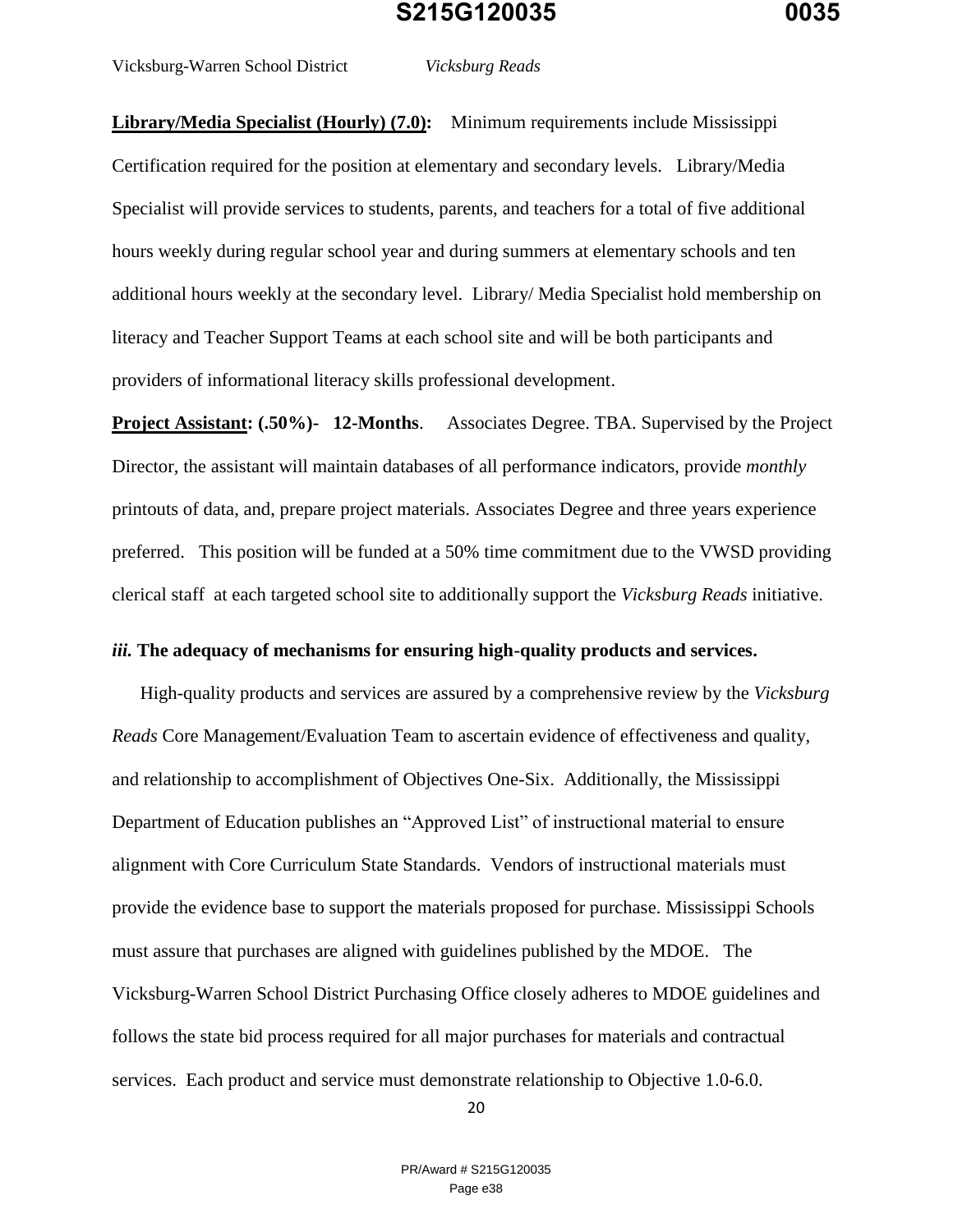**Library/Media Specialist (Hourly) (7.0):** Minimum requirements include Mississippi Certification required for the position at elementary and secondary levels. Library/Media Specialist will provide services to students, parents, and teachers for a total of five additional hours weekly during regular school year and during summers at elementary schools and ten additional hours weekly at the secondary level. Library/ Media Specialist hold membership on literacy and Teacher Support Teams at each school site and will be both participants and providers of informational literacy skills professional development.

**Project Assistant: (.50%)- 12-Months**. Associates Degree. TBA. Supervised by the Project Director, the assistant will maintain databases of all performance indicators, provide *monthly* printouts of data, and, prepare project materials. Associates Degree and three years experience preferred. This position will be funded at a 50% time commitment due to the VWSD providing clerical staff at each targeted school site to additionally support the *Vicksburg Reads* initiative.

***iii.* The adequacy of mechanisms for ensuring high-quality products and services.**

High-quality products and services are assured by a comprehensive review by the *Vicksburg Reads* Core Management/Evaluation Team to ascertain evidence of effectiveness and quality, and relationship to accomplishment of Objectives One-Six. Additionally, the Mississippi Department of Education publishes an "Approved List" of instructional material to ensure alignment with Core Curriculum State Standards. Vendors of instructional materials must provide the evidence base to support the materials proposed for purchase. Mississippi Schools must assure that purchases are aligned with guidelines published by the MDOE. The Vicksburg-Warren School District Purchasing Office closely adheres to MDOE guidelines and follows the state bid process required for all major purchases for materials and contractual services. Each product and service must demonstrate relationship to Objective 1.0-6.0.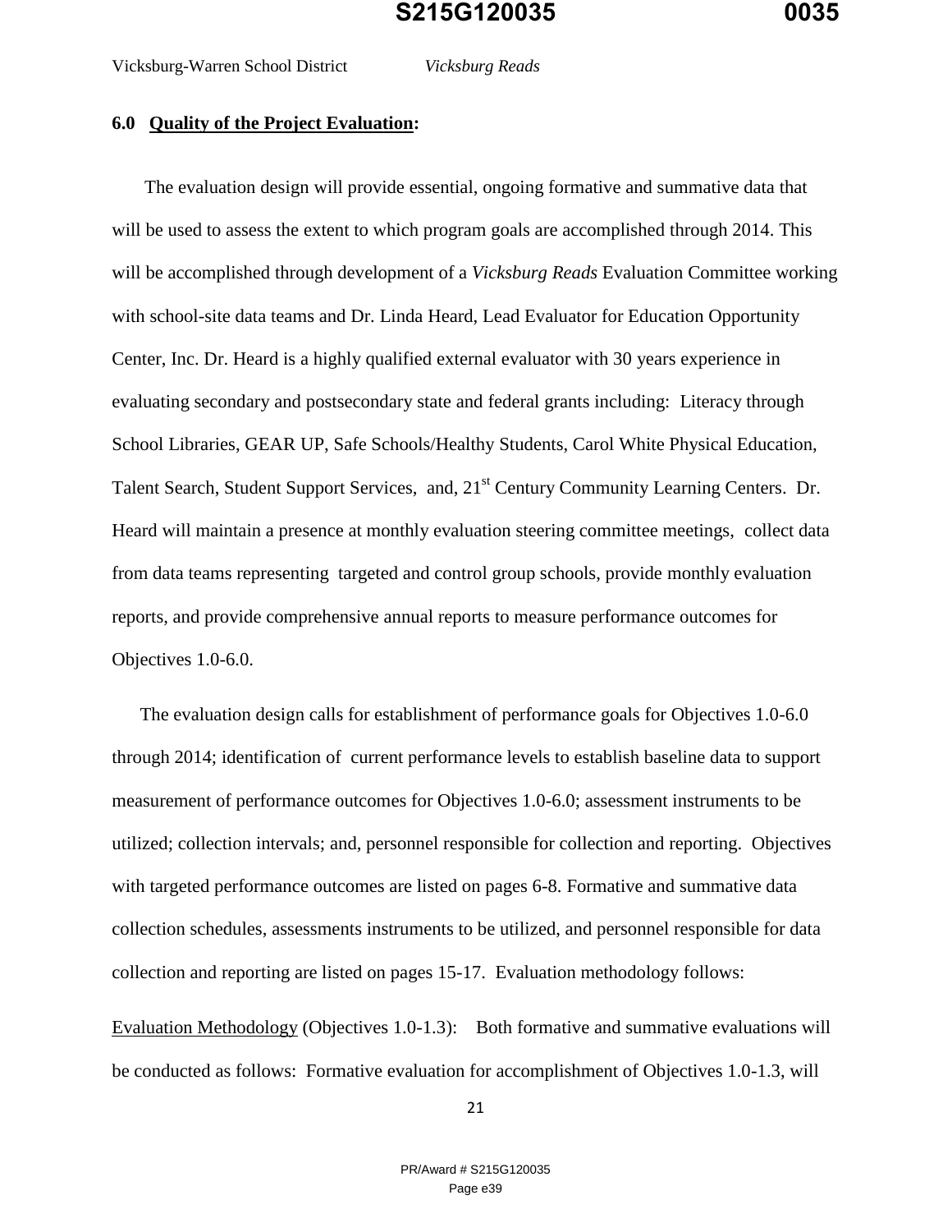### 6.0 **Quality of the Project Evaluation:**

The evaluation design will provide essential, ongoing formative and summative data that will be used to assess the extent to which program goals are accomplished through 2014. This will be accomplished through development of a *Vicksburg Reads* Evaluation Committee working with school-site data teams and Dr. Linda Heard, Lead Evaluator for Education Opportunity Center, Inc. Dr. Heard is a highly qualified external evaluator with 30 years experience in evaluating secondary and postsecondary state and federal grants including: Literacy through School Libraries, GEAR UP, Safe Schools/Healthy Students, Carol White Physical Education, Talent Search, Student Support Services, and, 21st Century Community Learning Centers. Dr. Heard will maintain a presence at monthly evaluation steering committee meetings, collect data from data teams representing targeted and control group schools, provide monthly evaluation reports, and provide comprehensive annual reports to measure performance outcomes for Objectives 1.0-6.0.

The evaluation design calls for establishment of performance goals for Objectives 1.0-6.0 through 2014; identification of current performance levels to establish baseline data to support measurement of performance outcomes for Objectives 1.0-6.0; assessment instruments to be utilized; collection intervals; and, personnel responsible for collection and reporting. Objectives with targeted performance outcomes are listed on pages 6-8. Formative and summative data collection schedules, assessments instruments to be utilized, and personnel responsible for data collection and reporting are listed on pages 15-17. Evaluation methodology follows:

Evaluation Methodology (Objectives 1.0-1.3): Both formative and summative evaluations will be conducted as follows: Formative evaluation for accomplishment of Objectives 1.0-1.3, will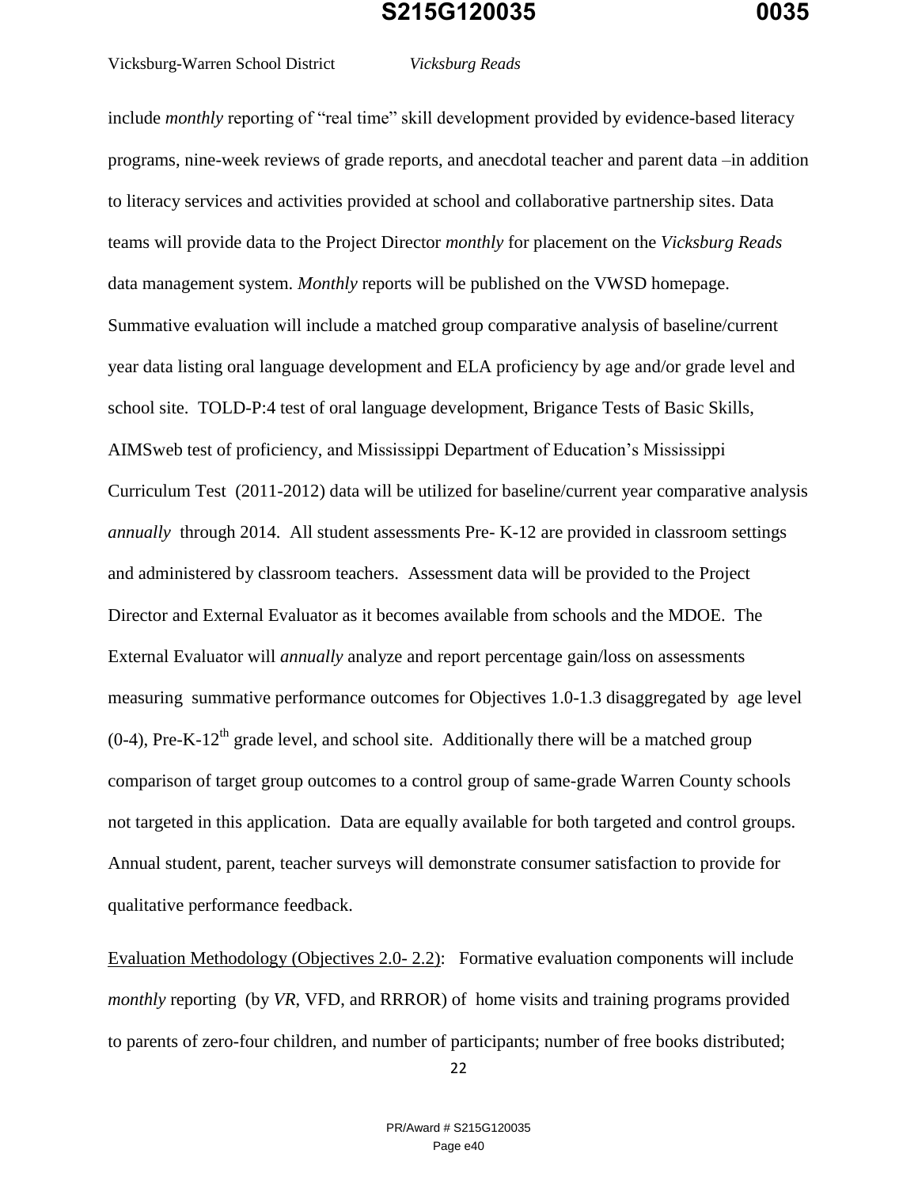include *monthly* reporting of "real time" skill development provided by evidence-based literacy programs, nine-week reviews of grade reports, and anecdotal teacher and parent data –in addition to literacy services and activities provided at school and collaborative partnership sites. Data teams will provide data to the Project Director *monthly* for placement on the *Vicksburg Reads* data management system. *Monthly* reports will be published on the VWSD homepage. Summative evaluation will include a matched group comparative analysis of baseline/current year data listing oral language development and ELA proficiency by age and/or grade level and school site. TOLD-P:4 test of oral language development, Brigance Tests of Basic Skills, AIMSweb test of proficiency, and Mississippi Department of Education's Mississippi Curriculum Test (2011-2012) data will be utilized for baseline/current year comparative analysis *annually* through 2014. All student assessments Pre- K-12 are provided in classroom settings and administered by classroom teachers. Assessment data will be provided to the Project Director and External Evaluator as it becomes available from schools and the MDOE. The External Evaluator will *annually* analyze and report percentage gain/loss on assessments measuring summative performance outcomes for Objectives 1.0-1.3 disaggregated by age level (0-4), Pre-K-12th grade level, and school site. Additionally there will be a matched group comparison of target group outcomes to a control group of same-grade Warren County schools not targeted in this application. Data are equally available for both targeted and control groups. Annual student, parent, teacher surveys will demonstrate consumer satisfaction to provide for qualitative performance feedback.

Evaluation Methodology (Objectives 2.0- 2.2): Formative evaluation components will include *monthly* reporting (by *VR*, VFD, and RRROR) of home visits and training programs provided to parents of zero-four children, and number of participants; number of free books distributed;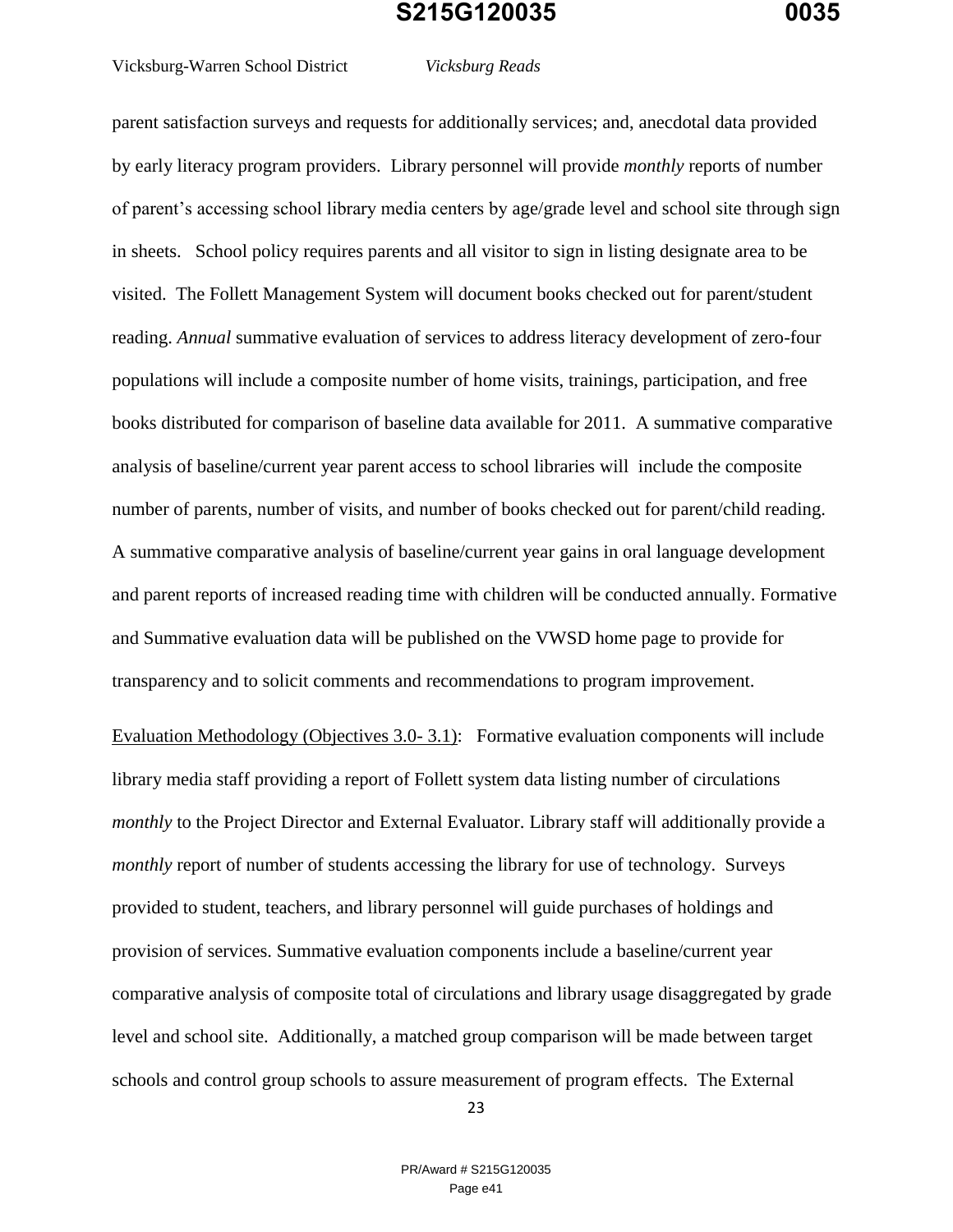parent satisfaction surveys and requests for additionally services; and, anecdotal data provided by early literacy program providers. Library personnel will provide *monthly* reports of number of parent's accessing school library media centers by age/grade level and school site through sign in sheets. School policy requires parents and all visitor to sign in listing designate area to be visited. The Follett Management System will document books checked out for parent/student reading. *Annual* summative evaluation of services to address literacy development of zero-four populations will include a composite number of home visits, trainings, participation, and free books distributed for comparison of baseline data available for 2011. A summative comparative analysis of baseline/current year parent access to school libraries will include the composite number of parents, number of visits, and number of books checked out for parent/child reading. A summative comparative analysis of baseline/current year gains in oral language development and parent reports of increased reading time with children will be conducted annually. Formative and Summative evaluation data will be published on the VWSD home page to provide for transparency and to solicit comments and recommendations to program improvement.

<u>Evaluation Methodology (Objectives 3.0- 3.1)</u>: Formative evaluation components will include library media staff providing a report of Follett system data listing number of circulations *monthly* to the Project Director and External Evaluator. Library staff will additionally provide a *monthly* report of number of students accessing the library for use of technology. Surveys provided to student, teachers, and library personnel will guide purchases of holdings and provision of services. Summative evaluation components include a baseline/current year comparative analysis of composite total of circulations and library usage disaggregated by grade level and school site. Additionally, a matched group comparison will be made between target schools and control group schools to assure measurement of program effects. The External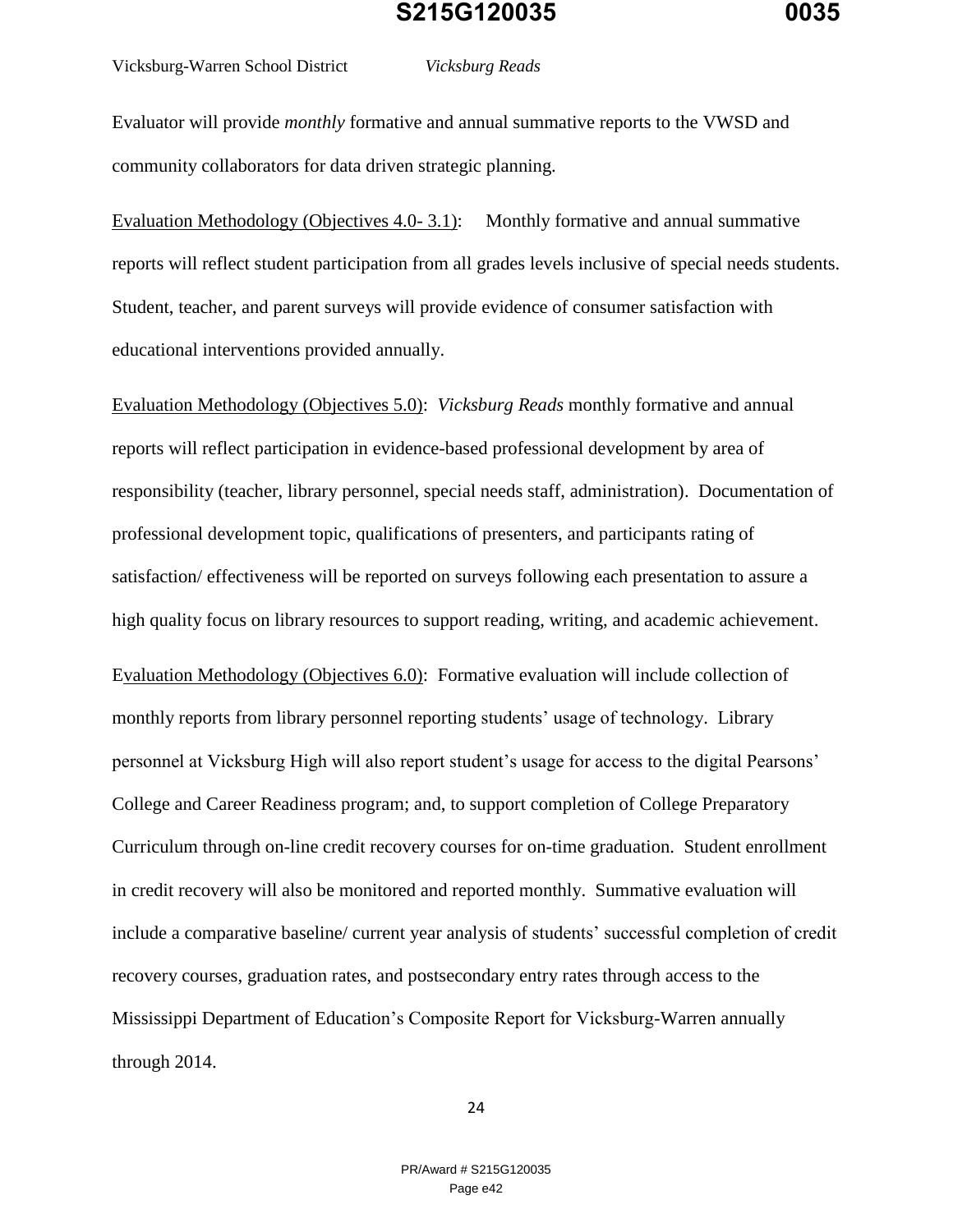Evaluator will provide *monthly* formative and annual summative reports to the VWSD and community collaborators for data driven strategic planning.

Evaluation Methodology (Objectives 4.0- 3.1): Monthly formative and annual summative reports will reflect student participation from all grades levels inclusive of special needs students. Student, teacher, and parent surveys will provide evidence of consumer satisfaction with educational interventions provided annually.

Evaluation Methodology (Objectives 5.0): *Vicksburg Reads* monthly formative and annual reports will reflect participation in evidence-based professional development by area of responsibility (teacher, library personnel, special needs staff, administration). Documentation of professional development topic, qualifications of presenters, and participants rating of satisfaction/ effectiveness will be reported on surveys following each presentation to assure a high quality focus on library resources to support reading, writing, and academic achievement.

Evaluation Methodology (Objectives 6.0): Formative evaluation will include collection of monthly reports from library personnel reporting students' usage of technology. Library personnel at Vicksburg High will also report student's usage for access to the digital Pearsons' College and Career Readiness program; and, to support completion of College Preparatory Curriculum through on-line credit recovery courses for on-time graduation. Student enrollment in credit recovery will also be monitored and reported monthly. Summative evaluation will include a comparative baseline/ current year analysis of students' successful completion of credit recovery courses, graduation rates, and postsecondary entry rates through access to the Mississippi Department of Education's Composite Report for Vicksburg-Warren annually through 2014.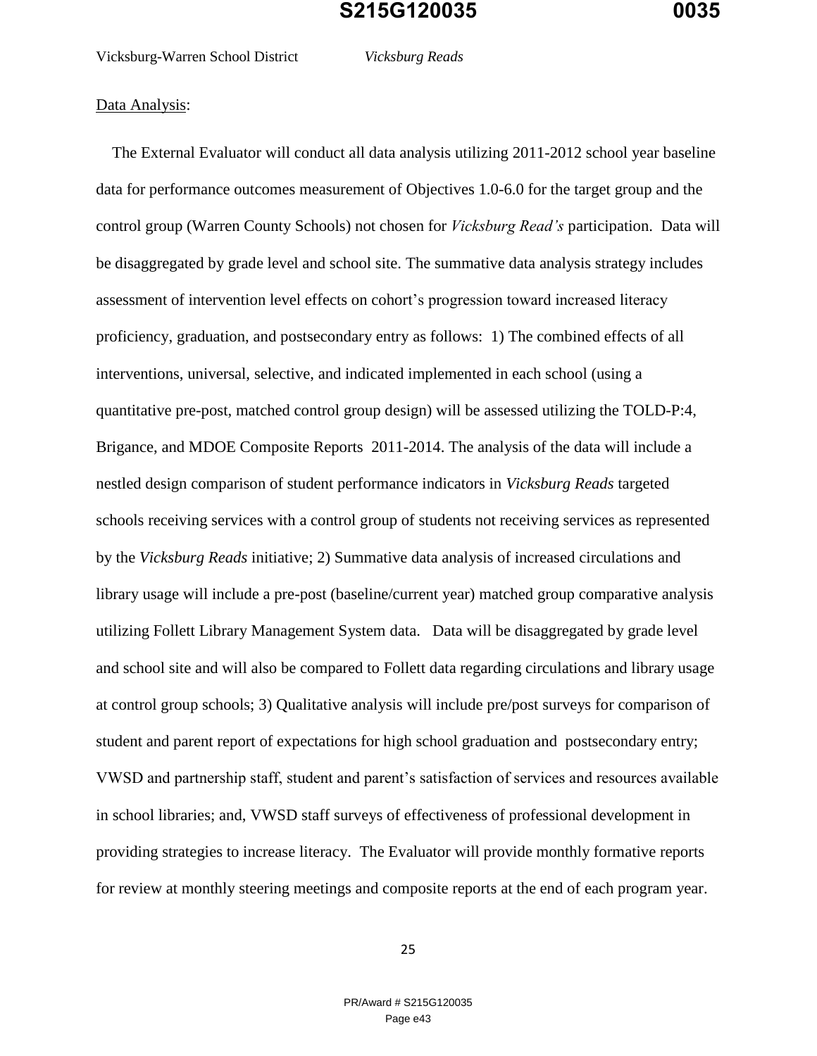Data Analysis:

The External Evaluator will conduct all data analysis utilizing 2011-2012 school year baseline data for performance outcomes measurement of Objectives 1.0-6.0 for the target group and the control group (Warren County Schools) not chosen for *Vicksburg Read's* participation. Data will be disaggregated by grade level and school site. The summative data analysis strategy includes assessment of intervention level effects on cohort's progression toward increased literacy proficiency, graduation, and postsecondary entry as follows: 1) The combined effects of all interventions, universal, selective, and indicated implemented in each school (using a quantitative pre-post, matched control group design) will be assessed utilizing the TOLD-P:4, Brigance, and MDOE Composite Reports 2011-2014. The analysis of the data will include a nestled design comparison of student performance indicators in *Vicksburg Reads* targeted schools receiving services with a control group of students not receiving services as represented by the *Vicksburg Reads* initiative; 2) Summative data analysis of increased circulations and library usage will include a pre-post (baseline/current year) matched group comparative analysis utilizing Follett Library Management System data. Data will be disaggregated by grade level and school site and will also be compared to Follett data regarding circulations and library usage at control group schools; 3) Qualitative analysis will include pre/post surveys for comparison of student and parent report of expectations for high school graduation and postsecondary entry; VWSD and partnership staff, student and parent's satisfaction of services and resources available in school libraries; and, VWSD staff surveys of effectiveness of professional development in providing strategies to increase literacy. The Evaluator will provide monthly formative reports for review at monthly steering meetings and composite reports at the end of each program year.